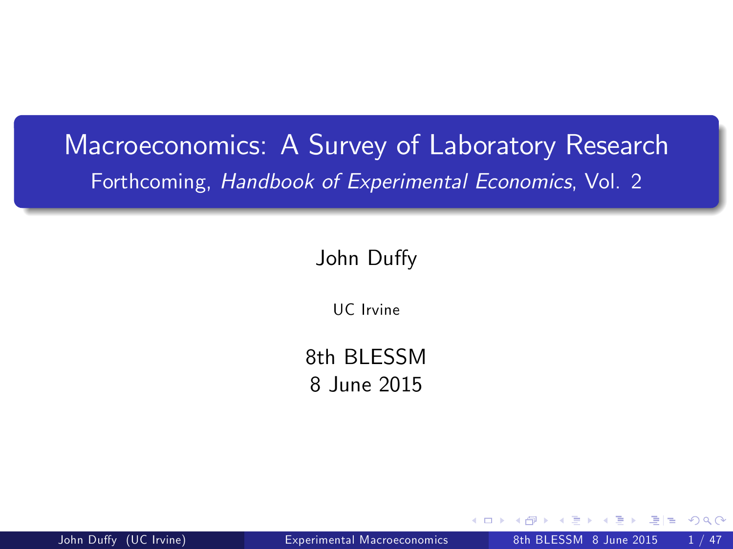# Macroeconomics: A Survey of Laboratory Research

Forthcoming, *Handbook of Experimental Economics*, Vol. 2

John Duffy

UC Irvine

8th BLESSM

8 June 2015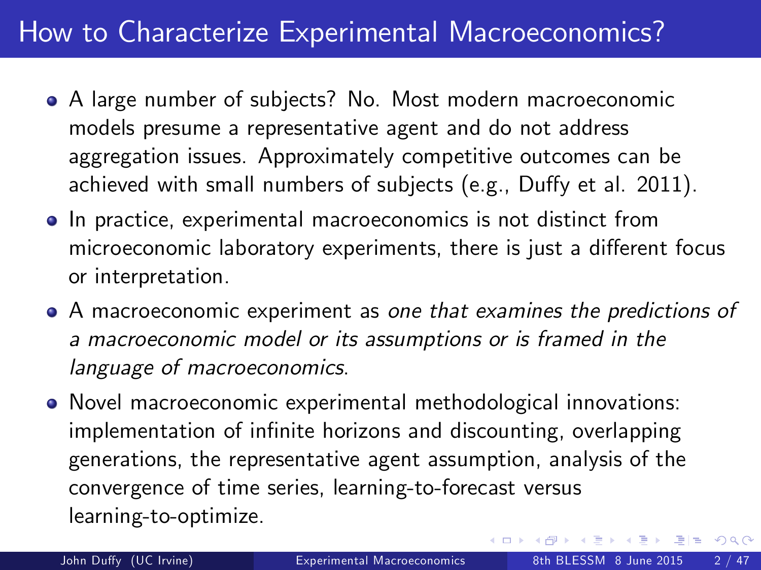# How to Characterize Experimental Macroeconomics?

- A large number of subjects? No. Most modern macroeconomic models presume a representative agent and do not address aggregation issues. Approximately competitive outcomes can be achieved with small numbers of subjects (e.g., Duffy et al. 2011).
- In practice, experimental macroeconomics is not distinct from microeconomic laboratory experiments, there is just a different focus or interpretation.
- A macroeconomic experiment as *one that examines the predictions of a macroeconomic model or its assumptions or is framed in the language of macroeconomics*.
- Novel macroeconomic experimental methodological innovations: implementation of infinite horizons and discounting, overlapping generations, the representative agent assumption, analysis of the convergence of time series, learning-to-forecast versus learning-to-optimize.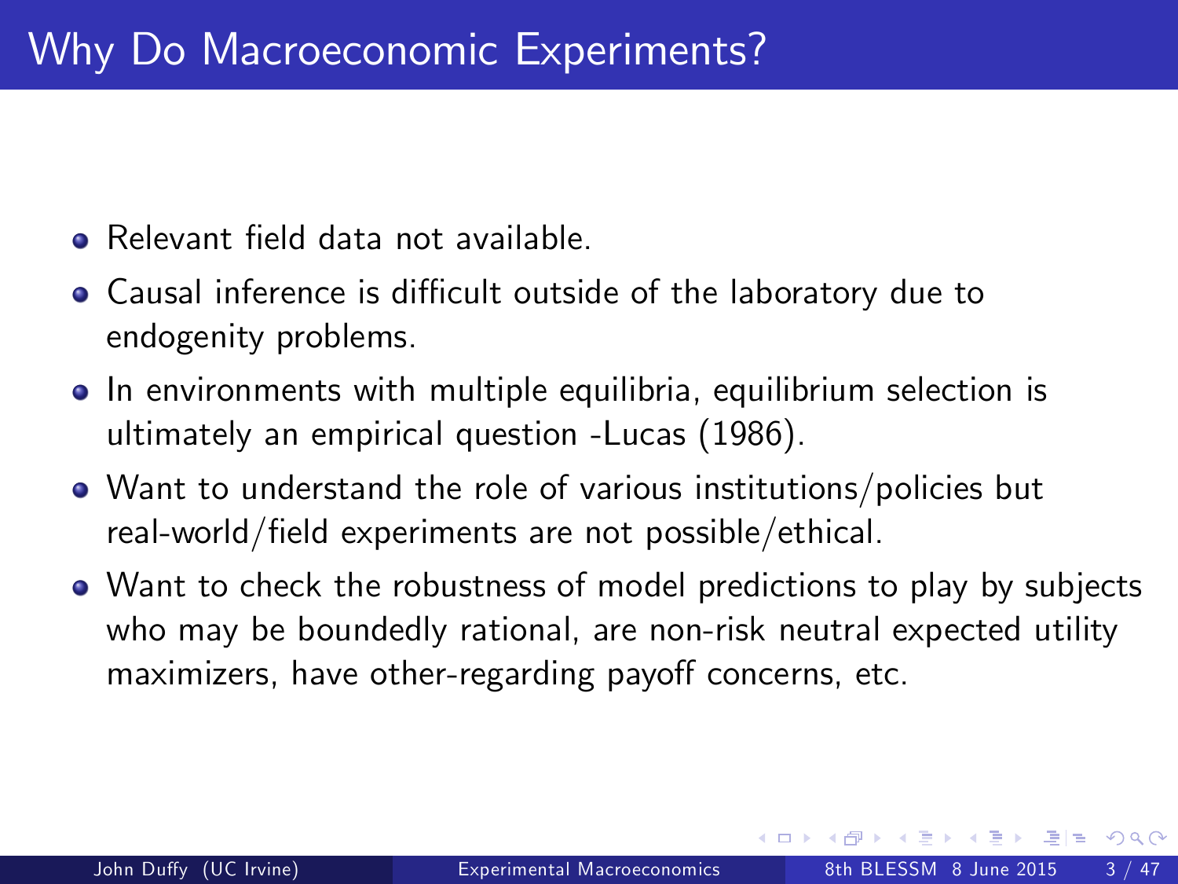# Why Do Macroeconomic Experiments?

- Relevant field data not available.
- Causal inference is difficult outside of the laboratory due to endogenity problems.
- In environments with multiple equilibria, equilibrium selection is ultimately an empirical question -Lucas (1986).
- Want to understand the role of various institutions/policies but real-world/field experiments are not possible/ethical.
- Want to check the robustness of model predictions to play by subjects who may be boundedly rational, are non-risk neutral expected utility maximizers, have other-regarding payoff concerns, etc.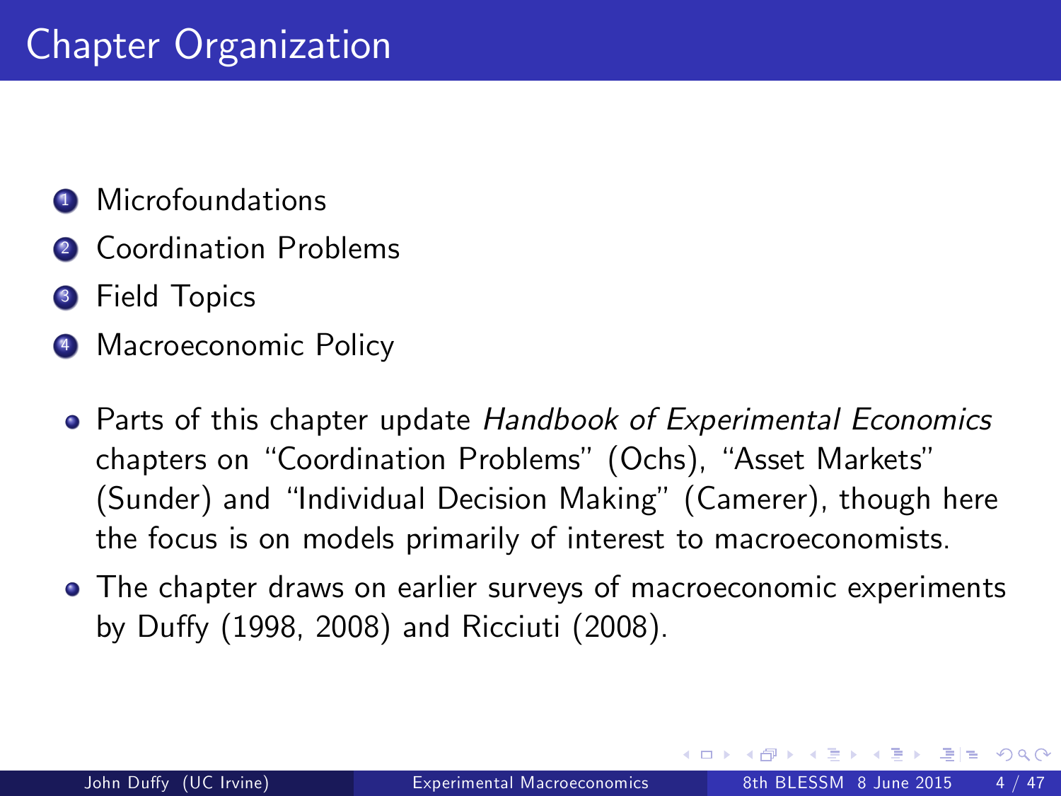# Chapter Organization

1. Microfoundations
2. Coordination Problems
3. Field Topics
4. Macroeconomic Policy

- Parts of this chapter update *Handbook of Experimental Economics* chapters on "Coordination Problems" (Ochs), "Asset Markets" (Sunder) and "Individual Decision Making" (Camerer), though here the focus is on models primarily of interest to macroeconomists.
- The chapter draws on earlier surveys of macroeconomic experiments by Duffy (1998, 2008) and Ricciuti (2008).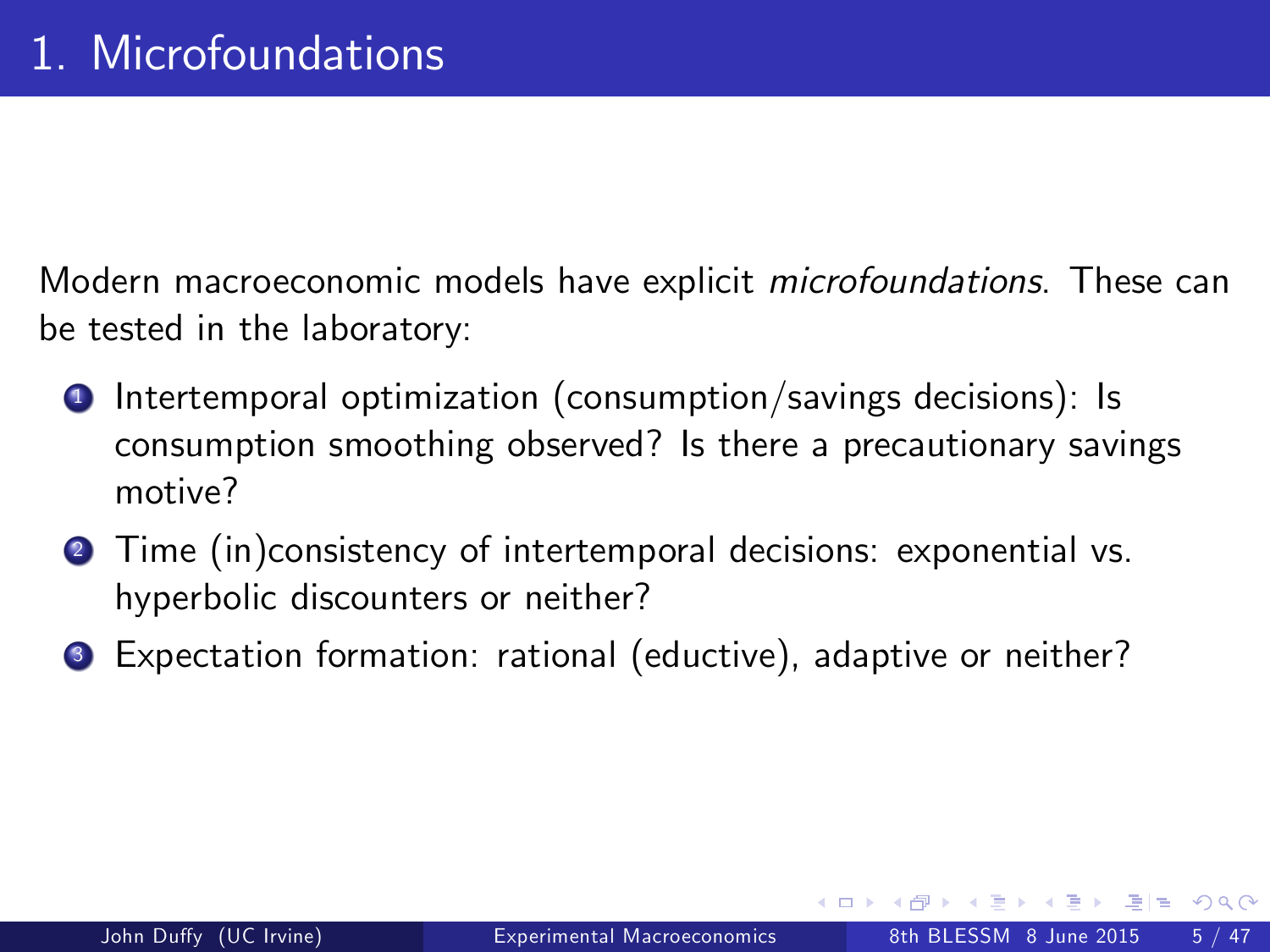# 1. Microfoundations

Modern macroeconomic models have explicit *microfoundations*. These can be tested in the laboratory:

1. Intertemporal optimization (consumption/savings decisions): Is consumption smoothing observed? Is there a precautionary savings motive?
2. Time (in)consistency of intertemporal decisions: exponential vs. hyperbolic discounters or neither?
3. Expectation formation: rational (eductive), adaptive or neither?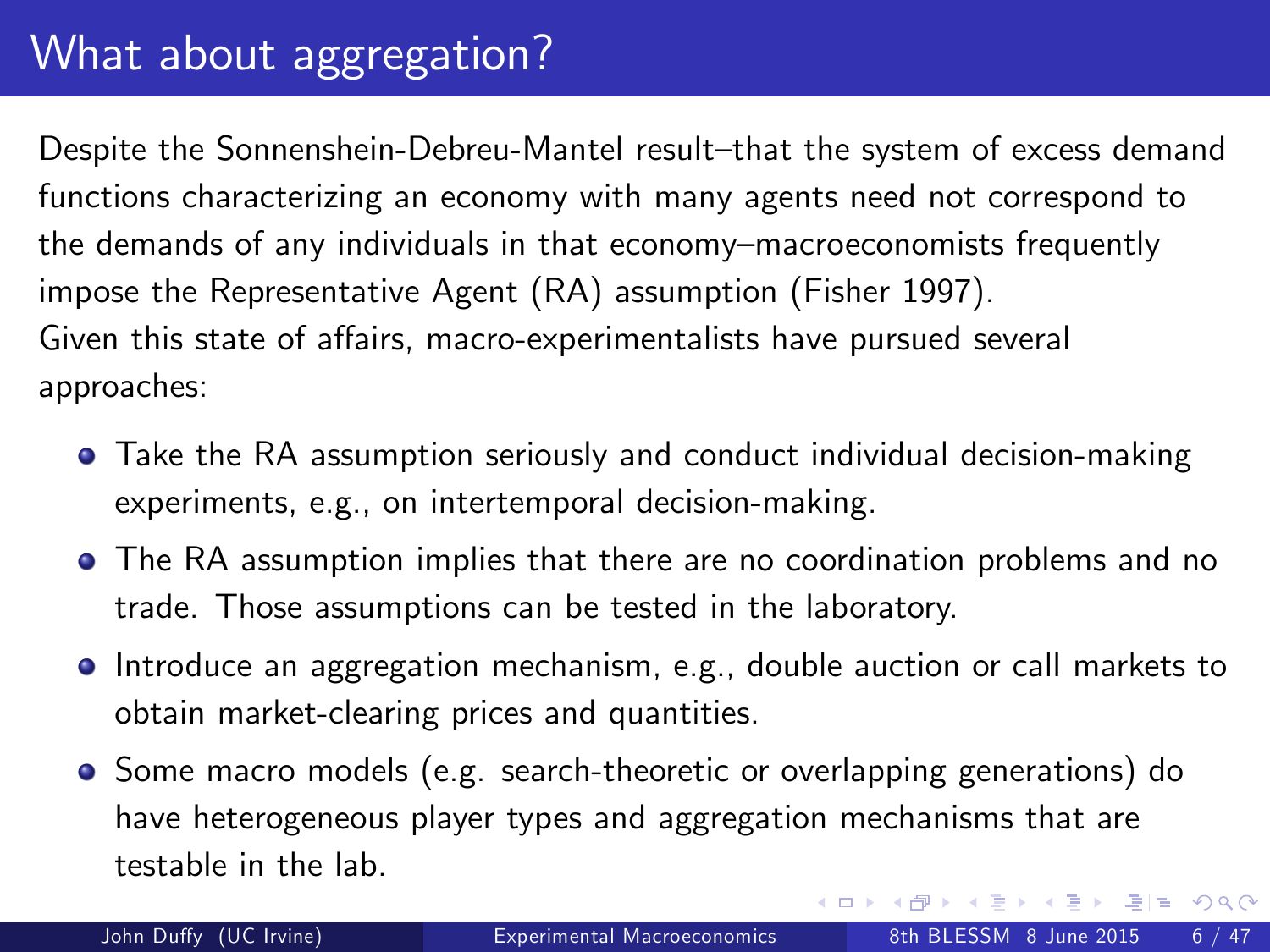# What about aggregation?

Despite the Sonnenshein-Debreu-Mantel result–that the system of excess demand functions characterizing an economy with many agents need not correspond to the demands of any individuals in that economy–macroeconomists frequently impose the Representative Agent (RA) assumption (Fisher 1997).

Given this state of affairs, macro-experimentalists have pursued several approaches:

- Take the RA assumption seriously and conduct individual decision-making experiments, e.g., on intertemporal decision-making.
- The RA assumption implies that there are no coordination problems and no trade. Those assumptions can be tested in the laboratory.
- Introduce an aggregation mechanism, e.g., double auction or call markets to obtain market-clearing prices and quantities.
- Some macro models (e.g. search-theoretic or overlapping generations) do have heterogeneous player types and aggregation mechanisms that are testable in the lab.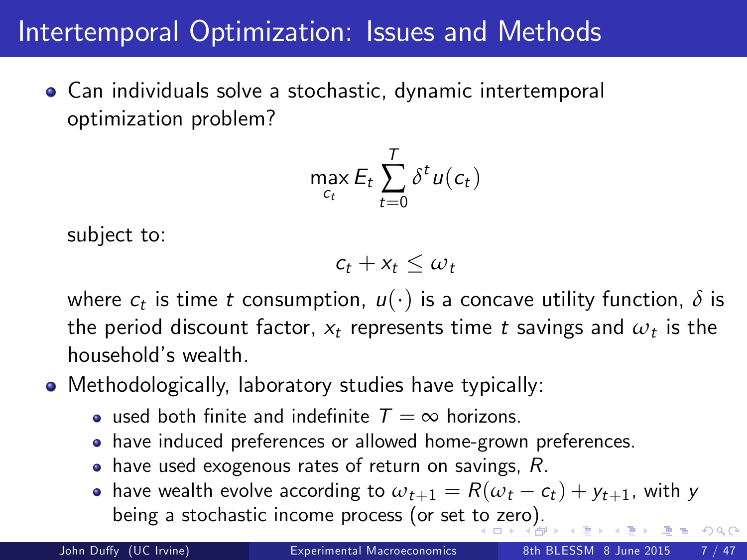# Intertemporal Optimization: Issues and Methods

- Can individuals solve a stochastic, dynamic intertemporal optimization problem?

$$\max_{c_t} E_t \sum_{t=0}^{T} \delta^t u(c_t)$$

subject to:

$$c_t + x_t \leq \omega_t$$

where $c_t$ is time $t$ consumption, $u(\cdot)$ is a concave utility function, $\delta$ is the period discount factor, $x_t$ represents time $t$ savings and $\omega_t$ is the household's wealth.

- Methodologically, laboratory studies have typically:
  - used both finite and indefinite $T = \infty$ horizons.
  - have induced preferences or allowed home-grown preferences.
  - have used exogenous rates of return on savings, $R$.
  - have wealth evolve according to $\omega_{t+1} = R(\omega_t - c_t) + y_{t+1}$, with $y$ being a stochastic income process (or set to zero).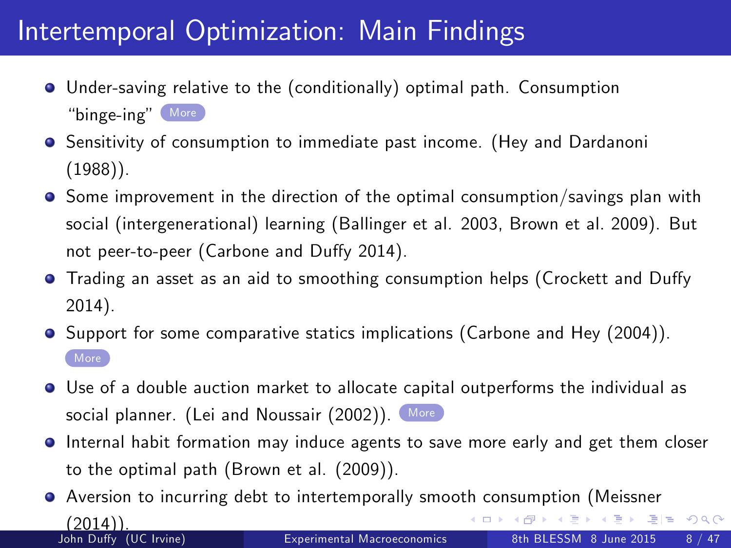# Intertemporal Optimization: Main Findings

- Under-saving relative to the (conditionally) optimal path. Consumption "binge-ing" More
- Sensitivity of consumption to immediate past income. (Hey and Dardanoni (1988)).
- Some improvement in the direction of the optimal consumption/savings plan with social (intergenerational) learning (Ballinger et al. 2003, Brown et al. 2009). But not peer-to-peer (Carbone and Duffy 2014).
- Trading an asset as an aid to smoothing consumption helps (Crockett and Duffy 2014).
- Support for some comparative statics implications (Carbone and Hey (2004)). More
- Use of a double auction market to allocate capital outperforms the individual as social planner. (Lei and Noussair (2002)). More
- Internal habit formation may induce agents to save more early and get them closer to the optimal path (Brown et al. (2009)).
- Aversion to incurring debt to intertemporally smooth consumption (Meissner (2014)).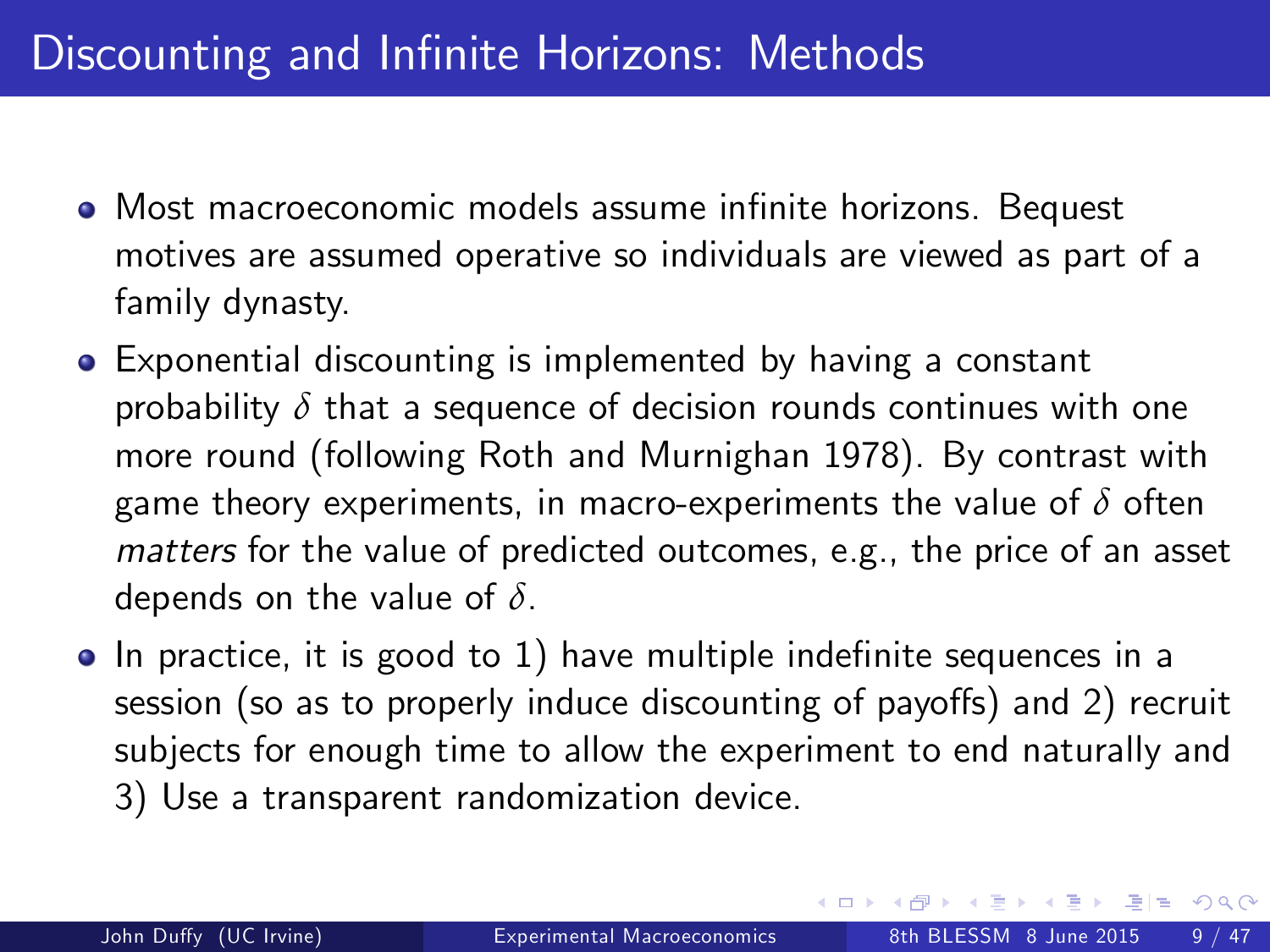# Discounting and Infinite Horizons: Methods

- Most macroeconomic models assume infinite horizons. Bequest motives are assumed operative so individuals are viewed as part of a family dynasty.
- Exponential discounting is implemented by having a constant probability $\delta$ that a sequence of decision rounds continues with one more round (following Roth and Murnighan 1978). By contrast with game theory experiments, in macro-experiments the value of $\delta$ often *matters* for the value of predicted outcomes, e.g., the price of an asset depends on the value of $\delta$.
- In practice, it is good to 1) have multiple indefinite sequences in a session (so as to properly induce discounting of payoffs) and 2) recruit subjects for enough time to allow the experiment to end naturally and 3) Use a transparent randomization device.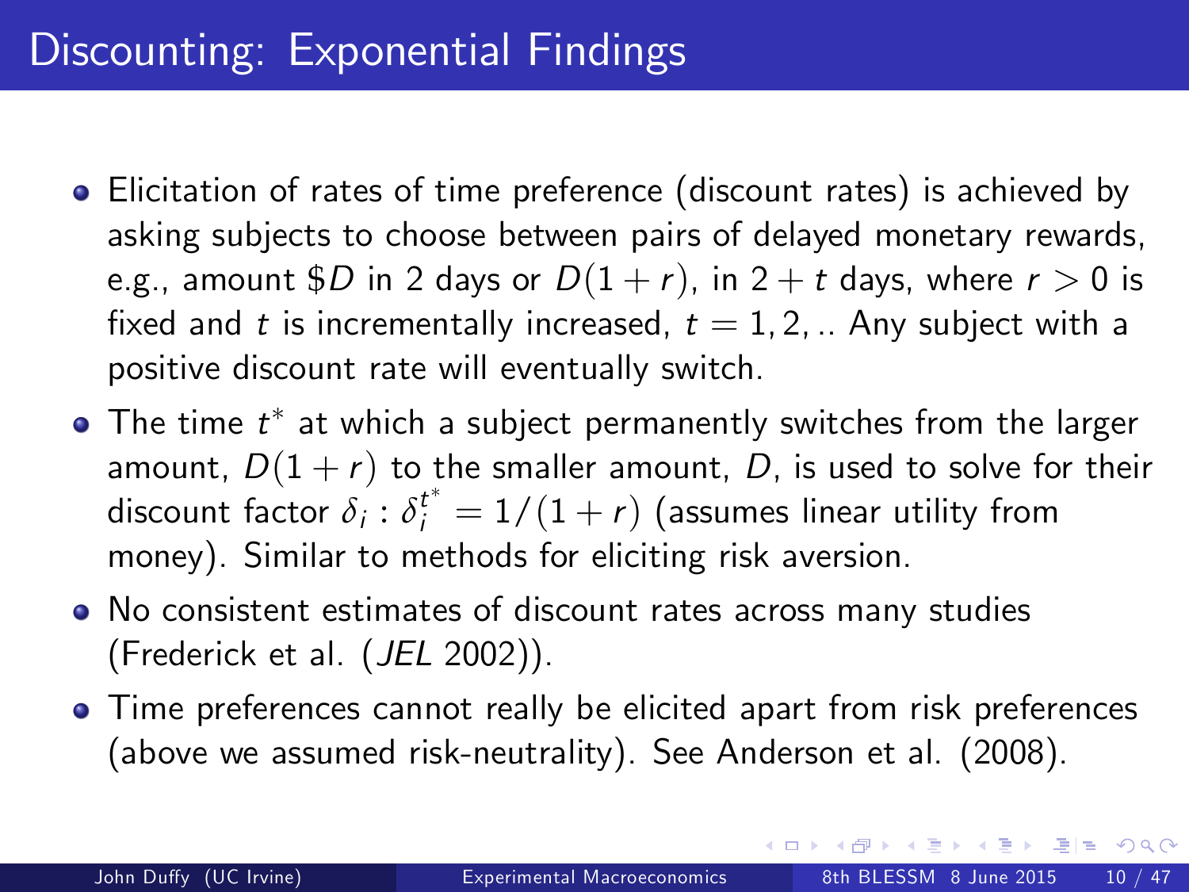# Discounting: Exponential Findings

- Elicitation of rates of time preference (discount rates) is achieved by asking subjects to choose between pairs of delayed monetary rewards, e.g., amount $\$D$ in 2 days or $D(1+r)$, in $2+t$ days, where $r > 0$ is fixed and $t$ is incrementally increased, $t = 1, 2, ..$ Any subject with a positive discount rate will eventually switch.
- The time $t^*$ at which a subject permanently switches from the larger amount, $D(1+r)$ to the smaller amount, $D$, is used to solve for their discount factor $\delta_i : \delta_i^{t^*} = 1/(1+r)$ (assumes linear utility from money). Similar to methods for eliciting risk aversion.
- No consistent estimates of discount rates across many studies (Frederick et al. (*JEL* 2002)).
- Time preferences cannot really be elicited apart from risk preferences (above we assumed risk-neutrality). See Anderson et al. (2008).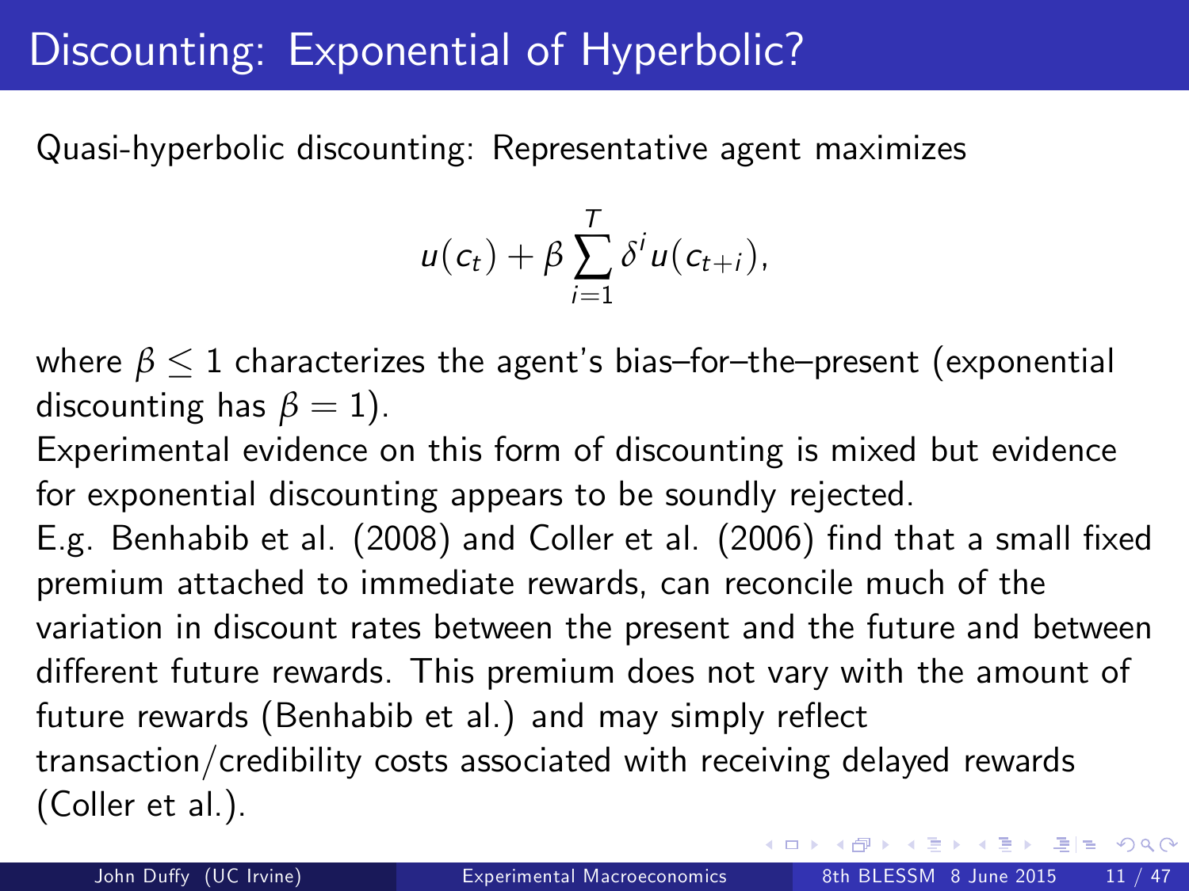# Discounting: Exponential of Hyperbolic?

Quasi-hyperbolic discounting: Representative agent maximizes

$$u(c_t) + \beta \sum_{i=1}^{T} \delta^i u(c_{t+i}),$$

where $\beta \leq 1$ characterizes the agent's bias–for–the–present (exponential discounting has $\beta = 1$).

Experimental evidence on this form of discounting is mixed but evidence for exponential discounting appears to be soundly rejected.

E.g. Benhabib et al. (2008) and Coller et al. (2006) find that a small fixed premium attached to immediate rewards, can reconcile much of the variation in discount rates between the present and the future and between different future rewards. This premium does not vary with the amount of future rewards (Benhabib et al.) and may simply reflect transaction/credibility costs associated with receiving delayed rewards (Coller et al.).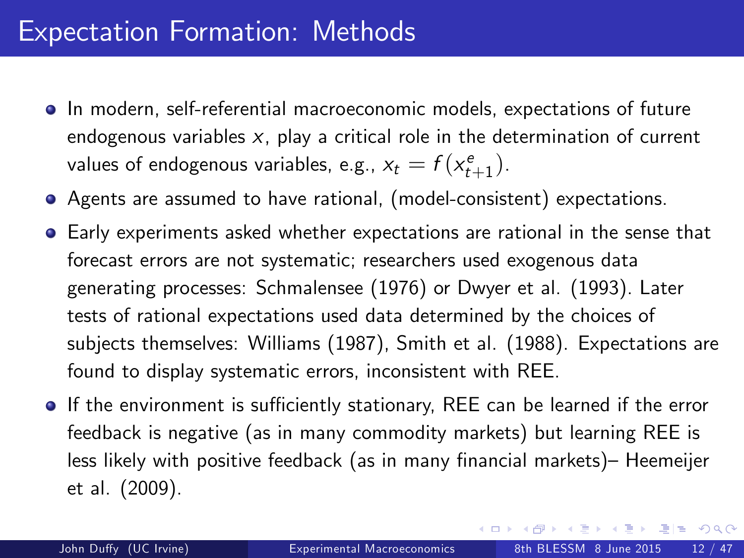# Expectation Formation: Methods

- In modern, self-referential macroeconomic models, expectations of future endogenous variables $x$, play a critical role in the determination of current values of endogenous variables, e.g., $x_t = f(x^e_{t+1})$.
- Agents are assumed to have rational, (model-consistent) expectations.
- Early experiments asked whether expectations are rational in the sense that forecast errors are not systematic; researchers used exogenous data generating processes: Schmalensee (1976) or Dwyer et al. (1993). Later tests of rational expectations used data determined by the choices of subjects themselves: Williams (1987), Smith et al. (1988). Expectations are found to display systematic errors, inconsistent with REE.
- If the environment is sufficiently stationary, REE can be learned if the error feedback is negative (as in many commodity markets) but learning REE is less likely with positive feedback (as in many financial markets)– Heemeijer et al. (2009).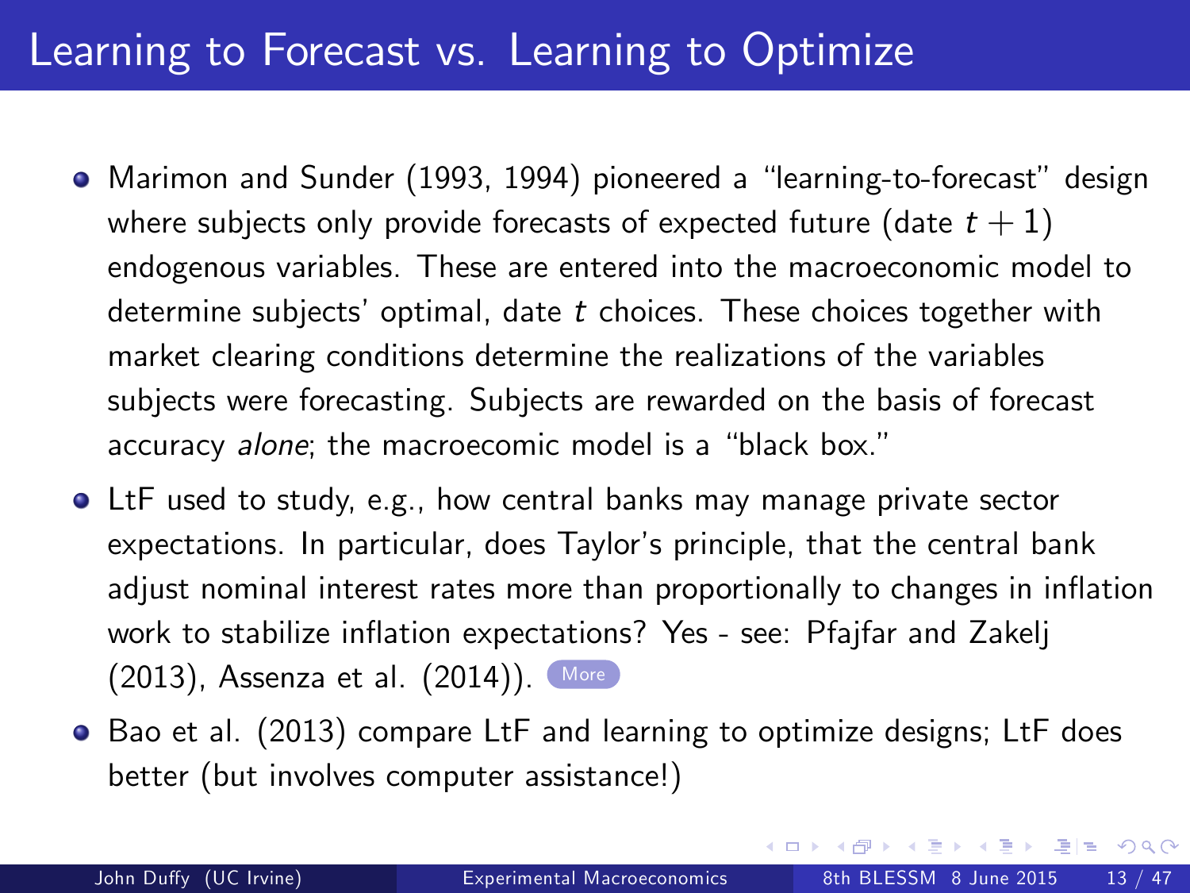# Learning to Forecast vs. Learning to Optimize

- Marimon and Sunder (1993, 1994) pioneered a "learning-to-forecast" design where subjects only provide forecasts of expected future (date $t+1$) endogenous variables. These are entered into the macroeconomic model to determine subjects' optimal, date $t$ choices. These choices together with market clearing conditions determine the realizations of the variables subjects were forecasting. Subjects are rewarded on the basis of forecast accuracy *alone*; the macroecomic model is a "black box."
- LtF used to study, e.g., how central banks may manage private sector expectations. In particular, does Taylor's principle, that the central bank adjust nominal interest rates more than proportionally to changes in inflation work to stabilize inflation expectations? Yes - see: Pfajfar and Zakelj (2013), Assenza et al. (2014)). More
- Bao et al. (2013) compare LtF and learning to optimize designs; LtF does better (but involves computer assistance!)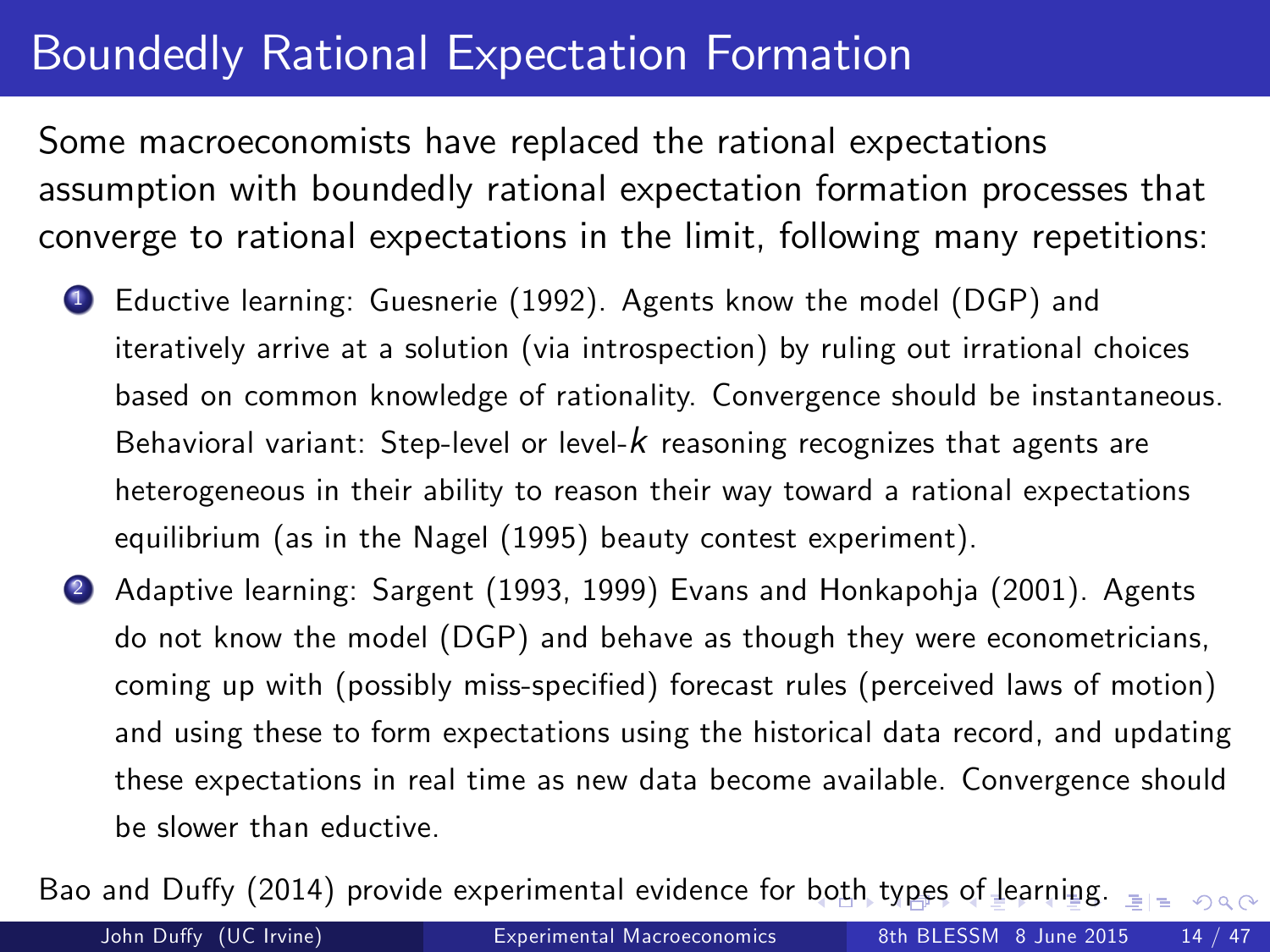# Boundedly Rational Expectation Formation

Some macroeconomists have replaced the rational expectations assumption with boundedly rational expectation formation processes that converge to rational expectations in the limit, following many repetitions:

1. Eductive learning: Guesnerie (1992). Agents know the model (DGP) and iteratively arrive at a solution (via introspection) by ruling out irrational choices based on common knowledge of rationality. Convergence should be instantaneous. Behavioral variant: Step-level or level-$k$ reasoning recognizes that agents are heterogeneous in their ability to reason their way toward a rational expectations equilibrium (as in the Nagel (1995) beauty contest experiment).
2. Adaptive learning: Sargent (1993, 1999) Evans and Honkapohja (2001). Agents do not know the model (DGP) and behave as though they were econometricians, coming up with (possibly miss-specified) forecast rules (perceived laws of motion) and using these to form expectations using the historical data record, and updating these expectations in real time as new data become available. Convergence should be slower than eductive.

Bao and Duffy (2014) provide experimental evidence for both types of learning.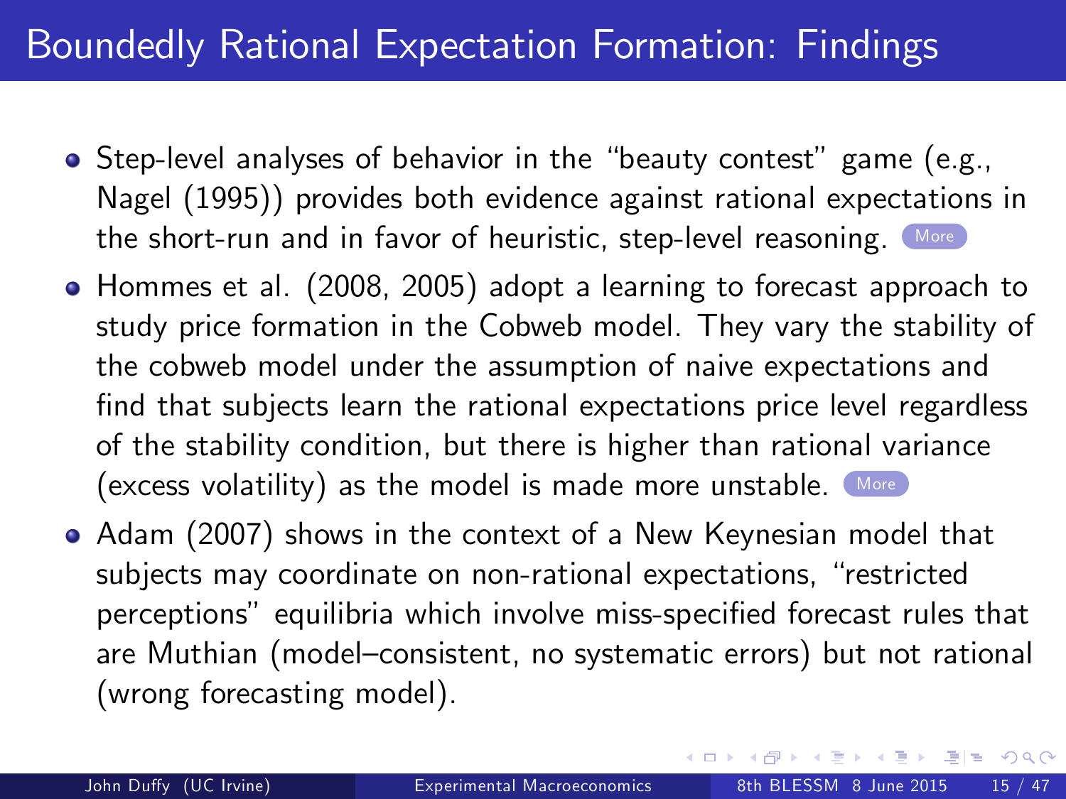# Boundedly Rational Expectation Formation: Findings

- Step-level analyses of behavior in the "beauty contest" game (e.g., Nagel (1995)) provides both evidence against rational expectations in the short-run and in favor of heuristic, step-level reasoning. More
- Hommes et al. (2008, 2005) adopt a learning to forecast approach to study price formation in the Cobweb model. They vary the stability of the cobweb model under the assumption of naive expectations and find that subjects learn the rational expectations price level regardless of the stability condition, but there is higher than rational variance (excess volatility) as the model is made more unstable. More
- Adam (2007) shows in the context of a New Keynesian model that subjects may coordinate on non-rational expectations, "restricted perceptions" equilibria which involve miss-specified forecast rules that are Muthian (model–consistent, no systematic errors) but not rational (wrong forecasting model).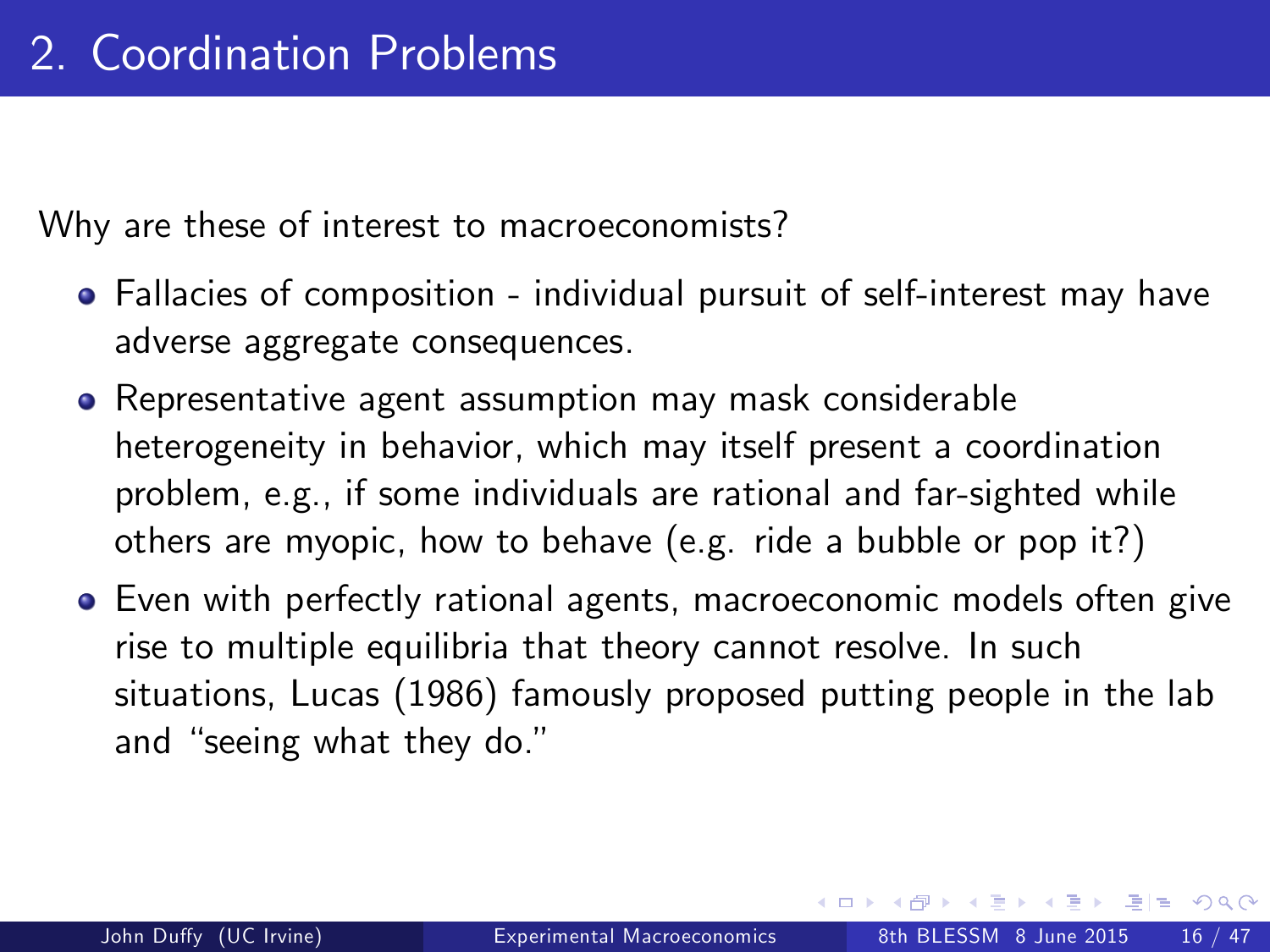# 2. Coordination Problems

Why are these of interest to macroeconomists?

- Fallacies of composition - individual pursuit of self-interest may have adverse aggregate consequences.
- Representative agent assumption may mask considerable heterogeneity in behavior, which may itself present a coordination problem, e.g., if some individuals are rational and far-sighted while others are myopic, how to behave (e.g. ride a bubble or pop it?)
- Even with perfectly rational agents, macroeconomic models often give rise to multiple equilibria that theory cannot resolve. In such situations, Lucas (1986) famously proposed putting people in the lab and "seeing what they do."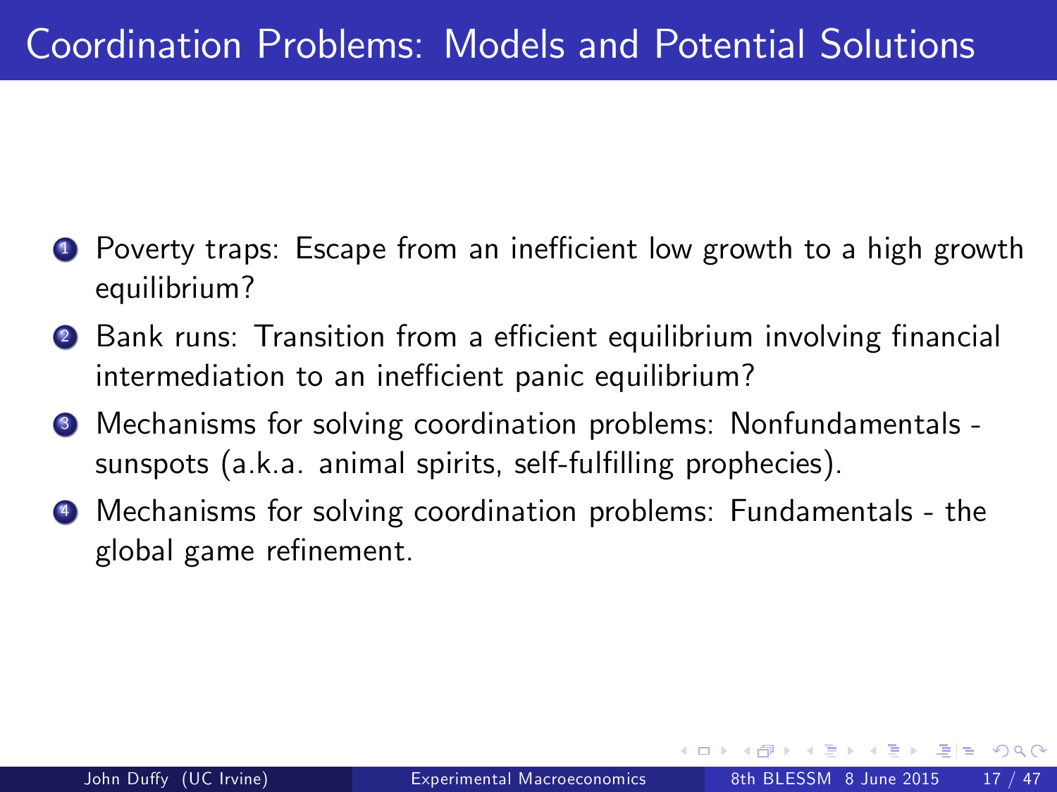# Coordination Problems: Models and Potential Solutions

1. Poverty traps: Escape from an inefficient low growth to a high growth equilibrium?
2. Bank runs: Transition from a efficient equilibrium involving financial intermediation to an inefficient panic equilibrium?
3. Mechanisms for solving coordination problems: Nonfundamentals - sunspots (a.k.a. animal spirits, self-fulfilling prophecies).
4. Mechanisms for solving coordination problems: Fundamentals - the global game refinement.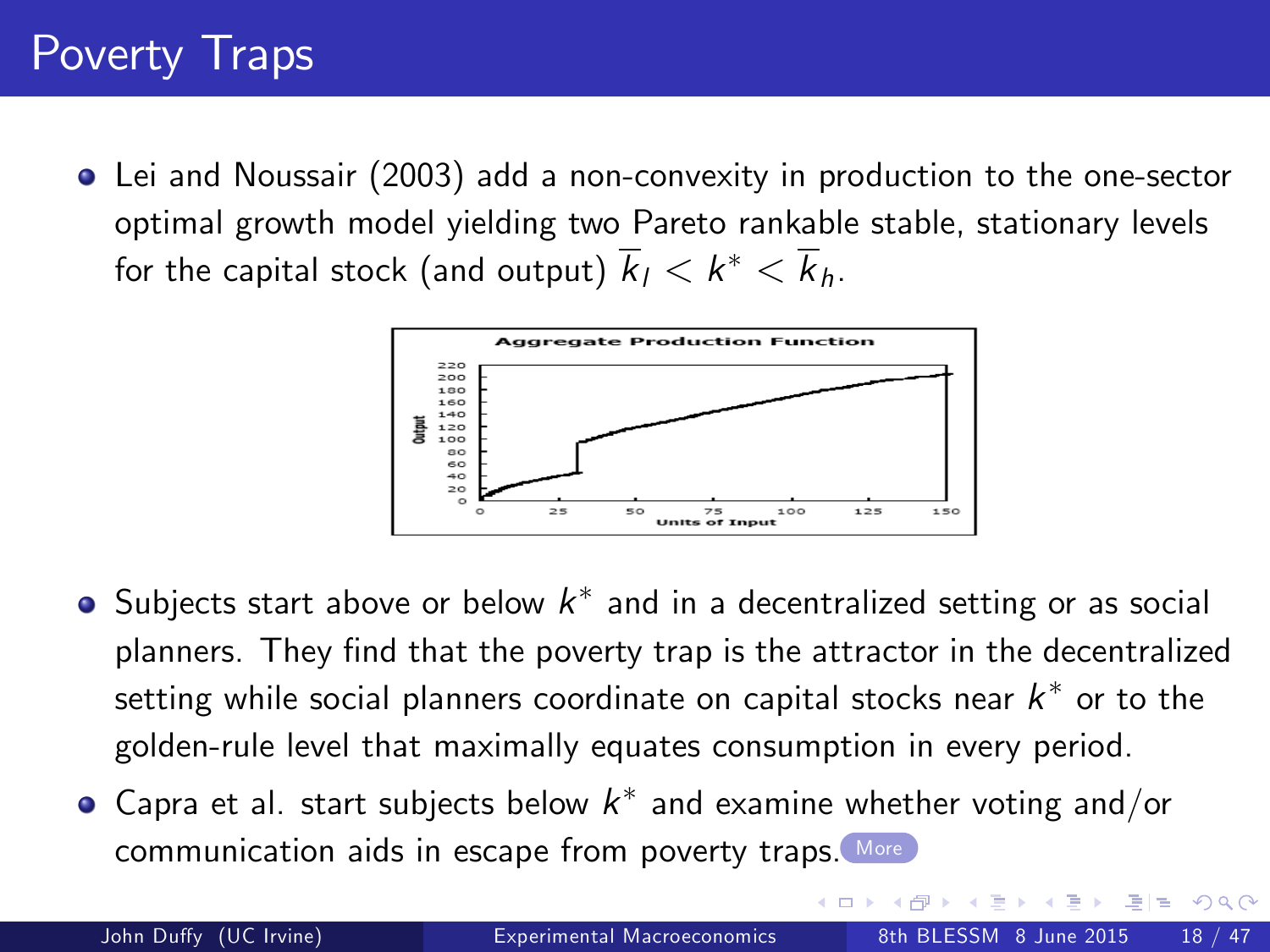# Poverty Traps

- Lei and Noussair (2003) add a non-convexity in production to the one-sector optimal growth model yielding two Pareto rankable stable, stationary levels for the capital stock (and output) $\overline{k}_l < k^* < \overline{k}_h$.

- Subjects start above or below $k^*$ and in a decentralized setting or as social planners. They find that the poverty trap is the attractor in the decentralized setting while social planners coordinate on capital stocks near $k^*$ or to the golden-rule level that maximally equates consumption in every period.
- Capra et al. start subjects below $k^*$ and examine whether voting and/or communication aids in escape from poverty traps. More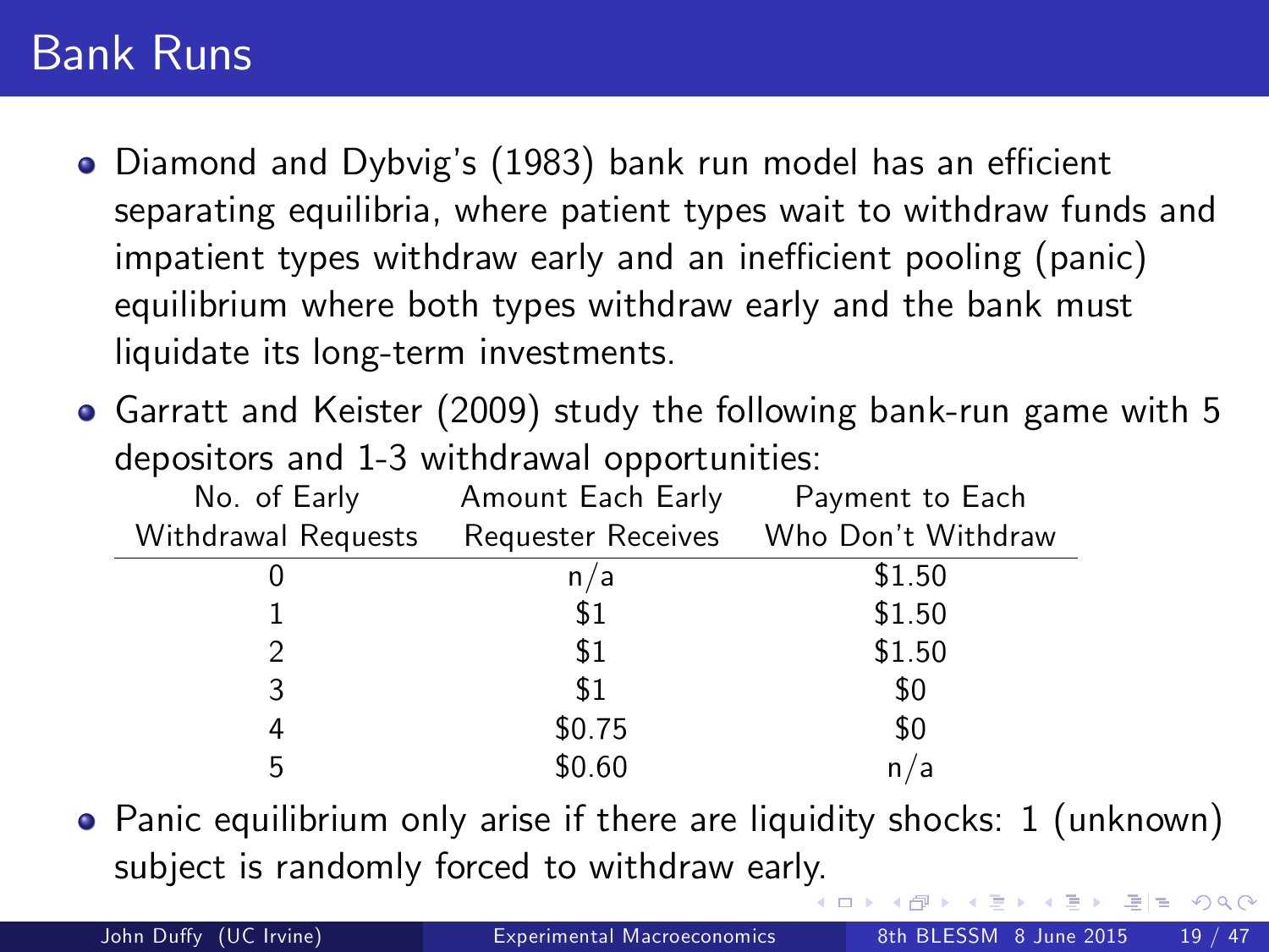# Bank Runs

- Diamond and Dybvig's (1983) bank run model has an efficient separating equilibria, where patient types wait to withdraw funds and impatient types withdraw early and an inefficient pooling (panic) equilibrium where both types withdraw early and the bank must liquidate its long-term investments.
- Garratt and Keister (2009) study the following bank-run game with 5 depositors and 1-3 withdrawal opportunities:

| No. of Early Withdrawal Requests | Amount Each Early Requester Receives | Payment to Each Who Don't Withdraw |
|---|---|---|
| 0 | n/a | $1.50 |
| 1 | $1 | $1.50 |
| 2 | $1 | $1.50 |
| 3 | $1 | $0 |
| 4 | $0.75 | $0 |
| 5 | $0.60 | n/a |

- Panic equilibrium only arise if there are liquidity shocks: 1 (unknown) subject is randomly forced to withdraw early.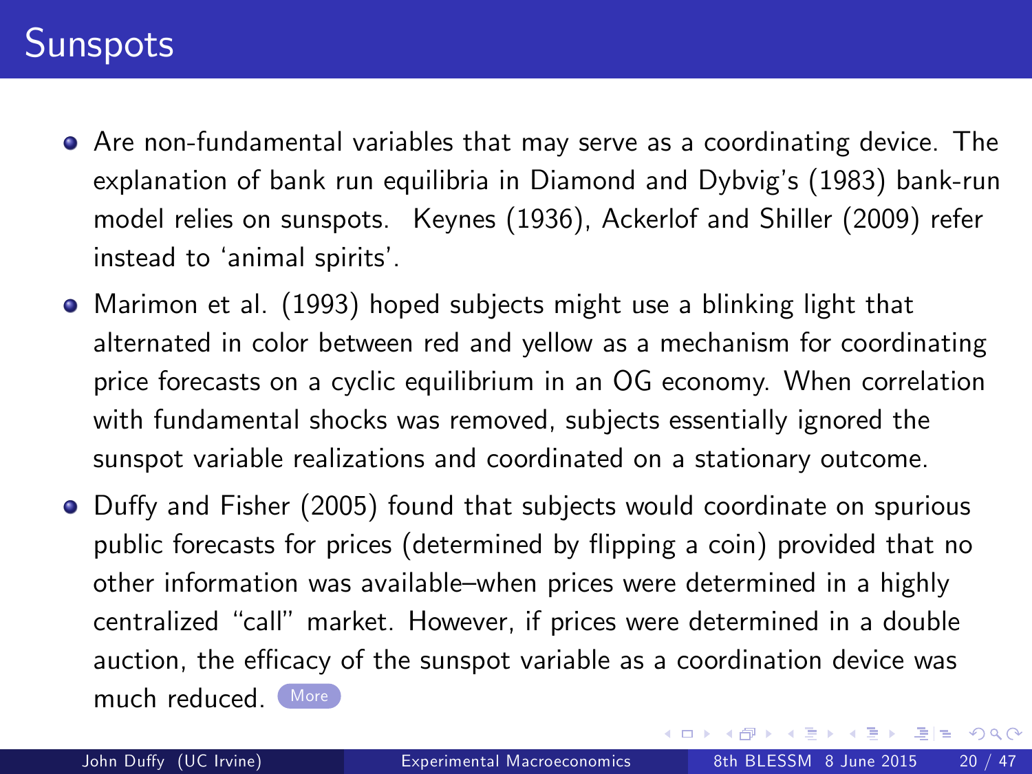# Sunspots

- Are non-fundamental variables that may serve as a coordinating device. The explanation of bank run equilibria in Diamond and Dybvig's (1983) bank-run model relies on sunspots. Keynes (1936), Ackerlof and Shiller (2009) refer instead to 'animal spirits'.
- Marimon et al. (1993) hoped subjects might use a blinking light that alternated in color between red and yellow as a mechanism for coordinating price forecasts on a cyclic equilibrium in an OG economy. When correlation with fundamental shocks was removed, subjects essentially ignored the sunspot variable realizations and coordinated on a stationary outcome.
- Duffy and Fisher (2005) found that subjects would coordinate on spurious public forecasts for prices (determined by flipping a coin) provided that no other information was available–when prices were determined in a highly centralized "call" market. However, if prices were determined in a double auction, the efficacy of the sunspot variable as a coordination device was much reduced. More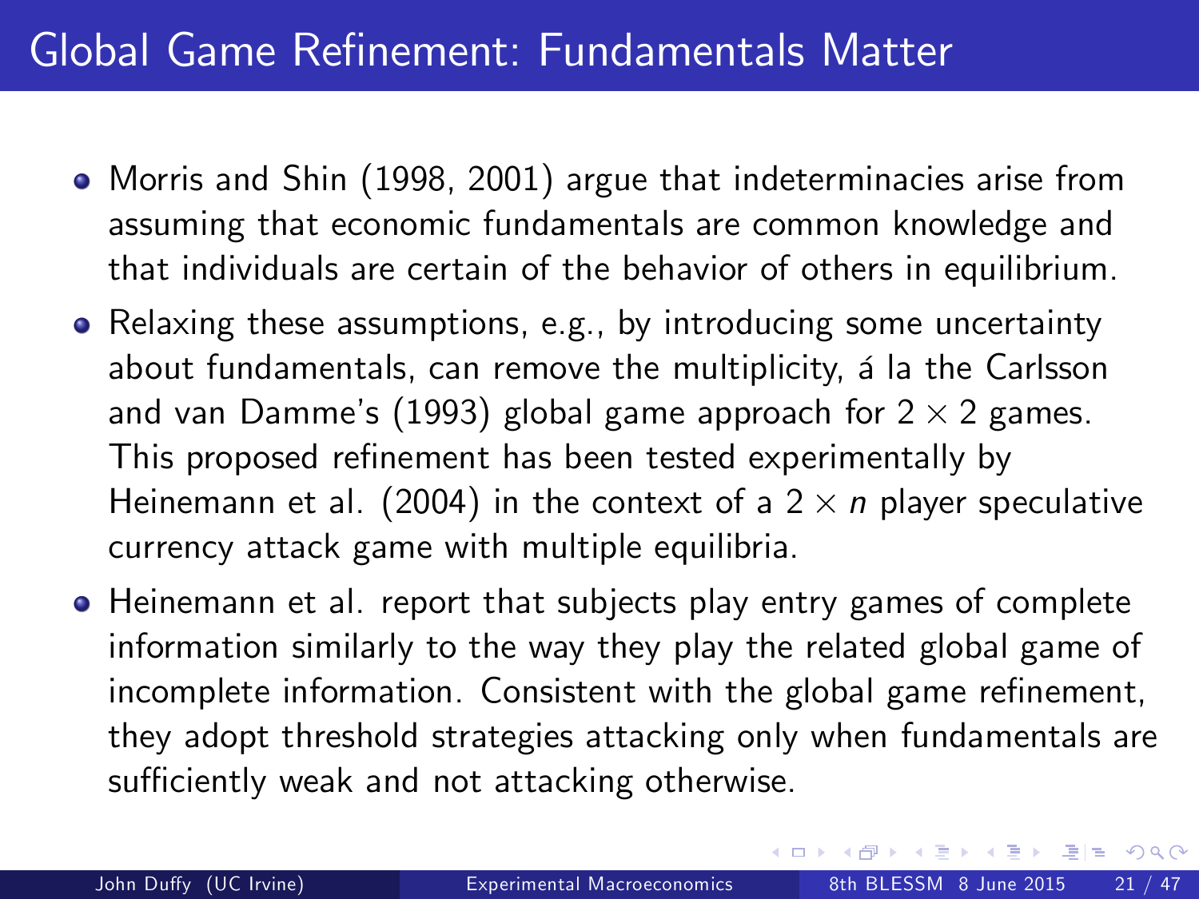# Global Game Refinement: Fundamentals Matter

- Morris and Shin (1998, 2001) argue that indeterminacies arise from assuming that economic fundamentals are common knowledge and that individuals are certain of the behavior of others in equilibrium.
- Relaxing these assumptions, e.g., by introducing some uncertainty about fundamentals, can remove the multiplicity, á la the Carlsson and van Damme's (1993) global game approach for $2 \times 2$ games. This proposed refinement has been tested experimentally by Heinemann et al. (2004) in the context of a $2 \times n$ player speculative currency attack game with multiple equilibria.
- Heinemann et al. report that subjects play entry games of complete information similarly to the way they play the related global game of incomplete information. Consistent with the global game refinement, they adopt threshold strategies attacking only when fundamentals are sufficiently weak and not attacking otherwise.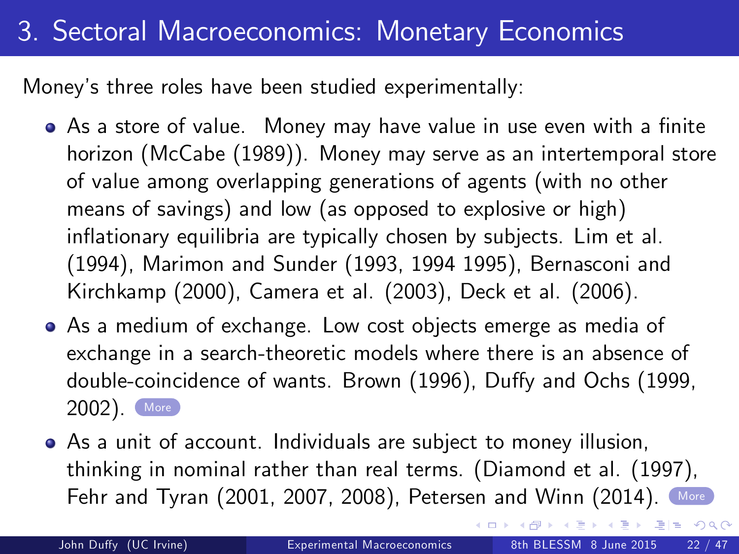# 3. Sectoral Macroeconomics: Monetary Economics

Money's three roles have been studied experimentally:

- As a store of value. Money may have value in use even with a finite horizon (McCabe (1989)). Money may serve as an intertemporal store of value among overlapping generations of agents (with no other means of savings) and low (as opposed to explosive or high) inflationary equilibria are typically chosen by subjects. Lim et al. (1994), Marimon and Sunder (1993, 1994 1995), Bernasconi and Kirchkamp (2000), Camera et al. (2003), Deck et al. (2006).
- As a medium of exchange. Low cost objects emerge as media of exchange in a search-theoretic models where there is an absence of double-coincidence of wants. Brown (1996), Duffy and Ochs (1999, 2002). More
- As a unit of account. Individuals are subject to money illusion, thinking in nominal rather than real terms. (Diamond et al. (1997), Fehr and Tyran (2001, 2007, 2008), Petersen and Winn (2014). More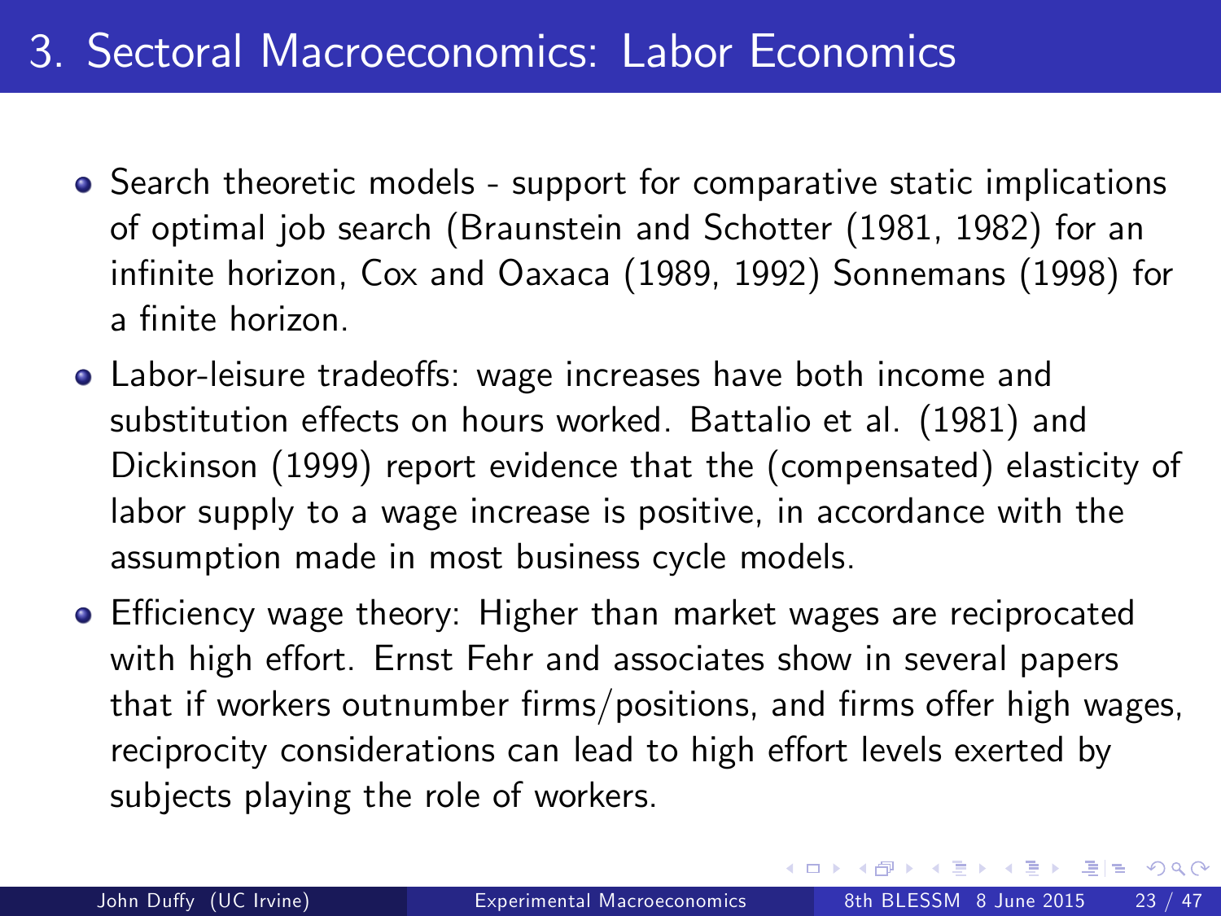# 3. Sectoral Macroeconomics: Labor Economics

- Search theoretic models - support for comparative static implications of optimal job search (Braunstein and Schotter (1981, 1982) for an infinite horizon, Cox and Oaxaca (1989, 1992) Sonnemans (1998) for a finite horizon.
- Labor-leisure tradeoffs: wage increases have both income and substitution effects on hours worked. Battalio et al. (1981) and Dickinson (1999) report evidence that the (compensated) elasticity of labor supply to a wage increase is positive, in accordance with the assumption made in most business cycle models.
- Efficiency wage theory: Higher than market wages are reciprocated with high effort. Ernst Fehr and associates show in several papers that if workers outnumber firms/positions, and firms offer high wages, reciprocity considerations can lead to high effort levels exerted by subjects playing the role of workers.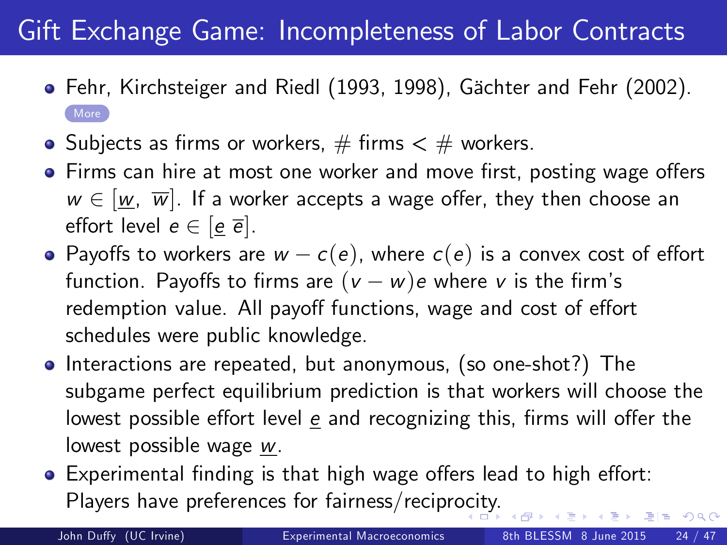# Gift Exchange Game: Incompleteness of Labor Contracts

- Fehr, Kirchsteiger and Riedl (1993, 1998), Gächter and Fehr (2002). More
- Subjects as firms or workers, # firms < # workers.
- Firms can hire at most one worker and move first, posting wage offers $w \in [\underline{w}, \ \overline{w}]$. If a worker accepts a wage offer, they then choose an effort level $e \in [\underline{e} \ \overline{e}]$.
- Payoffs to workers are $w - c(e)$, where $c(e)$ is a convex cost of effort function. Payoffs to firms are $(v - w)e$ where $v$ is the firm's redemption value. All payoff functions, wage and cost of effort schedules were public knowledge.
- Interactions are repeated, but anonymous, (so one-shot?) The subgame perfect equilibrium prediction is that workers will choose the lowest possible effort level $\underline{e}$ and recognizing this, firms will offer the lowest possible wage $\underline{w}$.
- Experimental finding is that high wage offers lead to high effort: Players have preferences for fairness/reciprocity.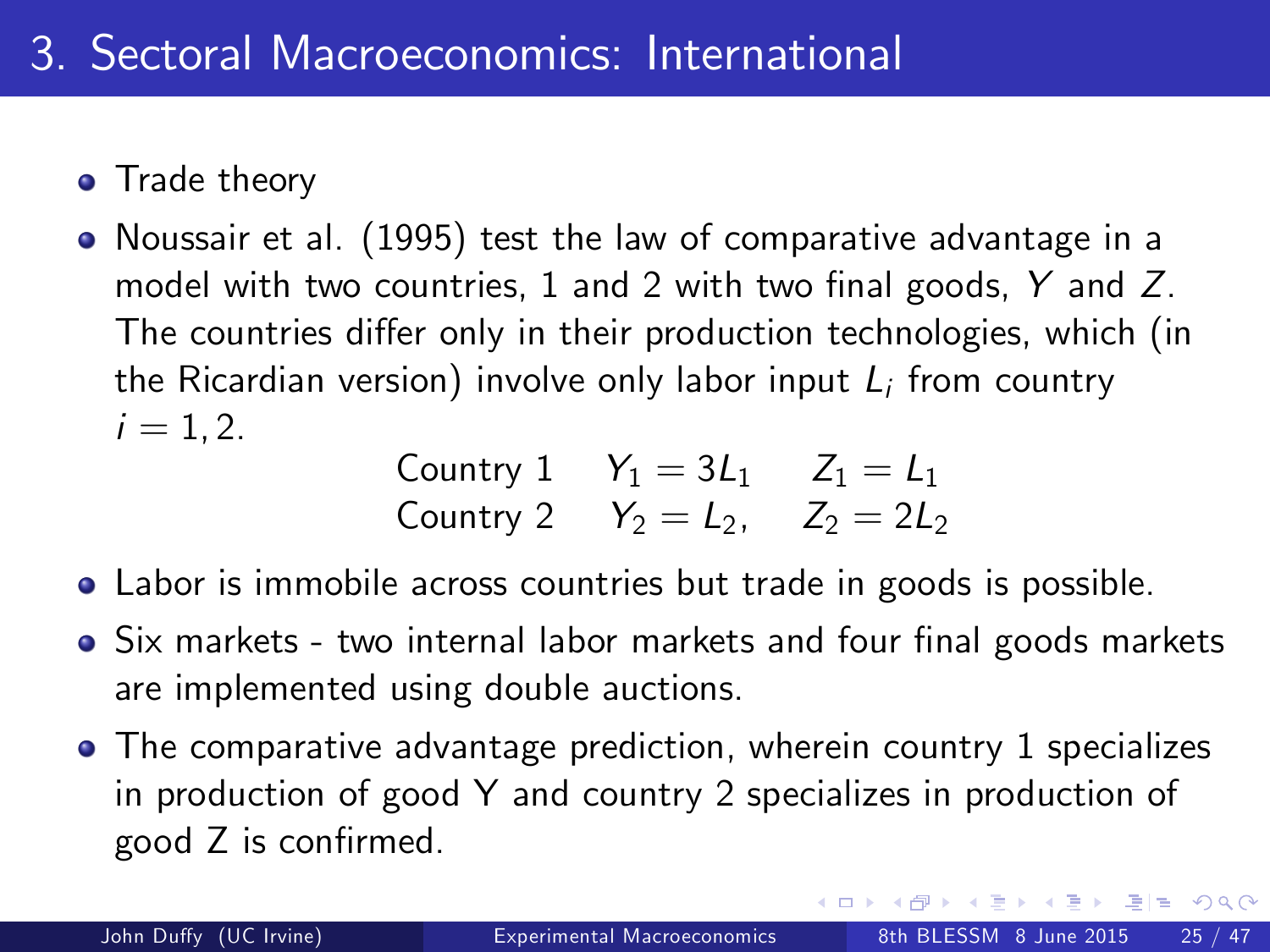# 3. Sectoral Macroeconomics: International

- Trade theory
- Noussair et al. (1995) test the law of comparative advantage in a model with two countries, 1 and 2 with two final goods, $Y$ and $Z$. The countries differ only in their production technologies, which (in the Ricardian version) involve only labor input $L_i$ from country $i = 1, 2$.

$$
\begin{array}{lll}
\text{Country 1} & Y_1 = 3L_1 & Z_1 = L_1 \\
\text{Country 2} & Y_2 = L_2, & Z_2 = 2L_2
\end{array}
$$

- Labor is immobile across countries but trade in goods is possible.
- Six markets - two internal labor markets and four final goods markets are implemented using double auctions.
- The comparative advantage prediction, wherein country 1 specializes in production of good Y and country 2 specializes in production of good Z is confirmed.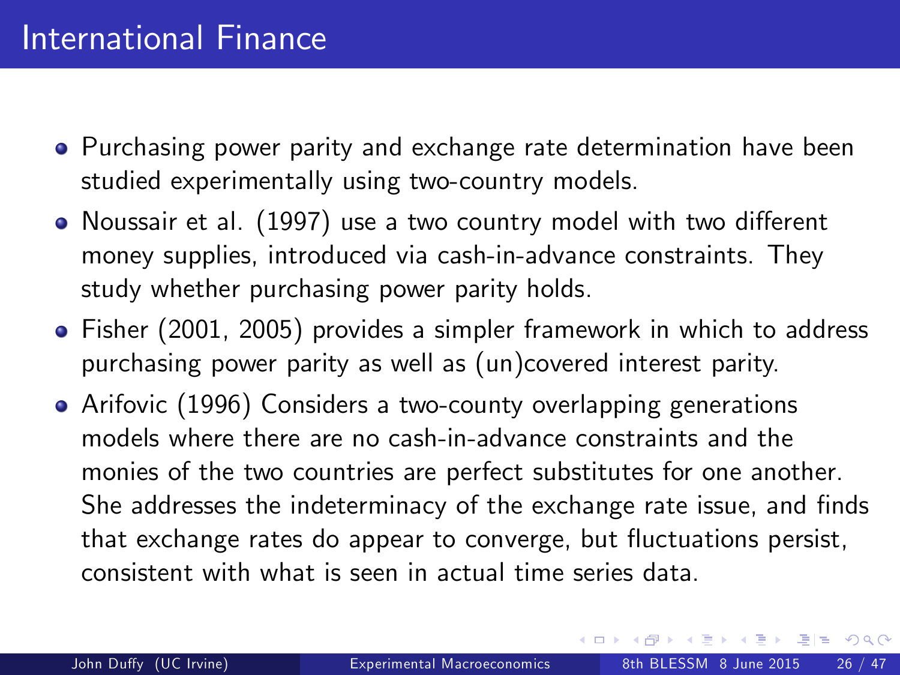# International Finance

- Purchasing power parity and exchange rate determination have been studied experimentally using two-country models.
- Noussair et al. (1997) use a two country model with two different money supplies, introduced via cash-in-advance constraints. They study whether purchasing power parity holds.
- Fisher (2001, 2005) provides a simpler framework in which to address purchasing power parity as well as (un)covered interest parity.
- Arifovic (1996) Considers a two-county overlapping generations models where there are no cash-in-advance constraints and the monies of the two countries are perfect substitutes for one another. She addresses the indeterminacy of the exchange rate issue, and finds that exchange rates do appear to converge, but fluctuations persist, consistent with what is seen in actual time series data.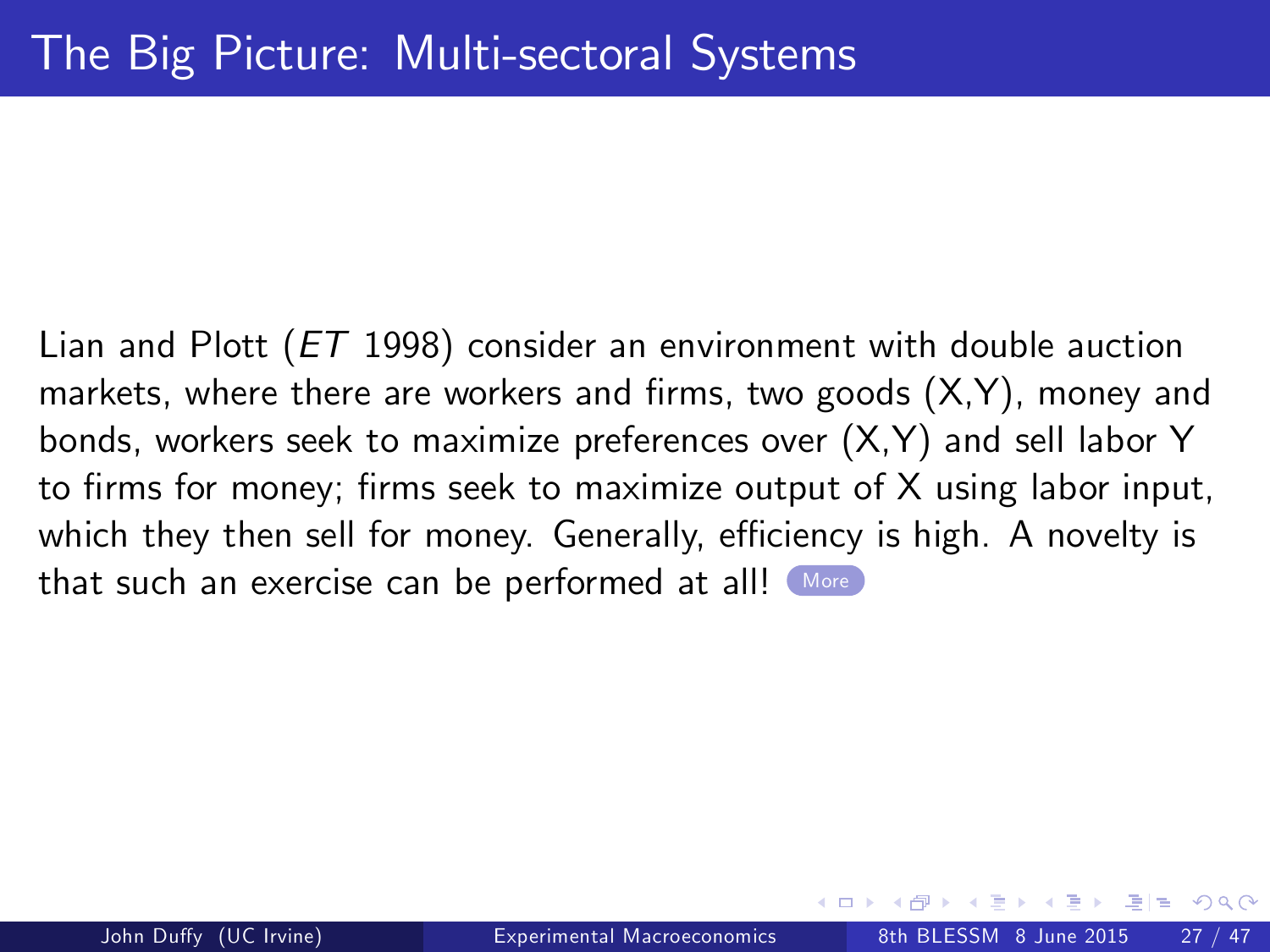# The Big Picture: Multi-sectoral Systems

Lian and Plott (*ET* 1998) consider an environment with double auction markets, where there are workers and firms, two goods (X,Y), money and bonds, workers seek to maximize preferences over (X,Y) and sell labor Y to firms for money; firms seek to maximize output of X using labor input, which they then sell for money. Generally, efficiency is high. A novelty is that such an exercise can be performed at all! More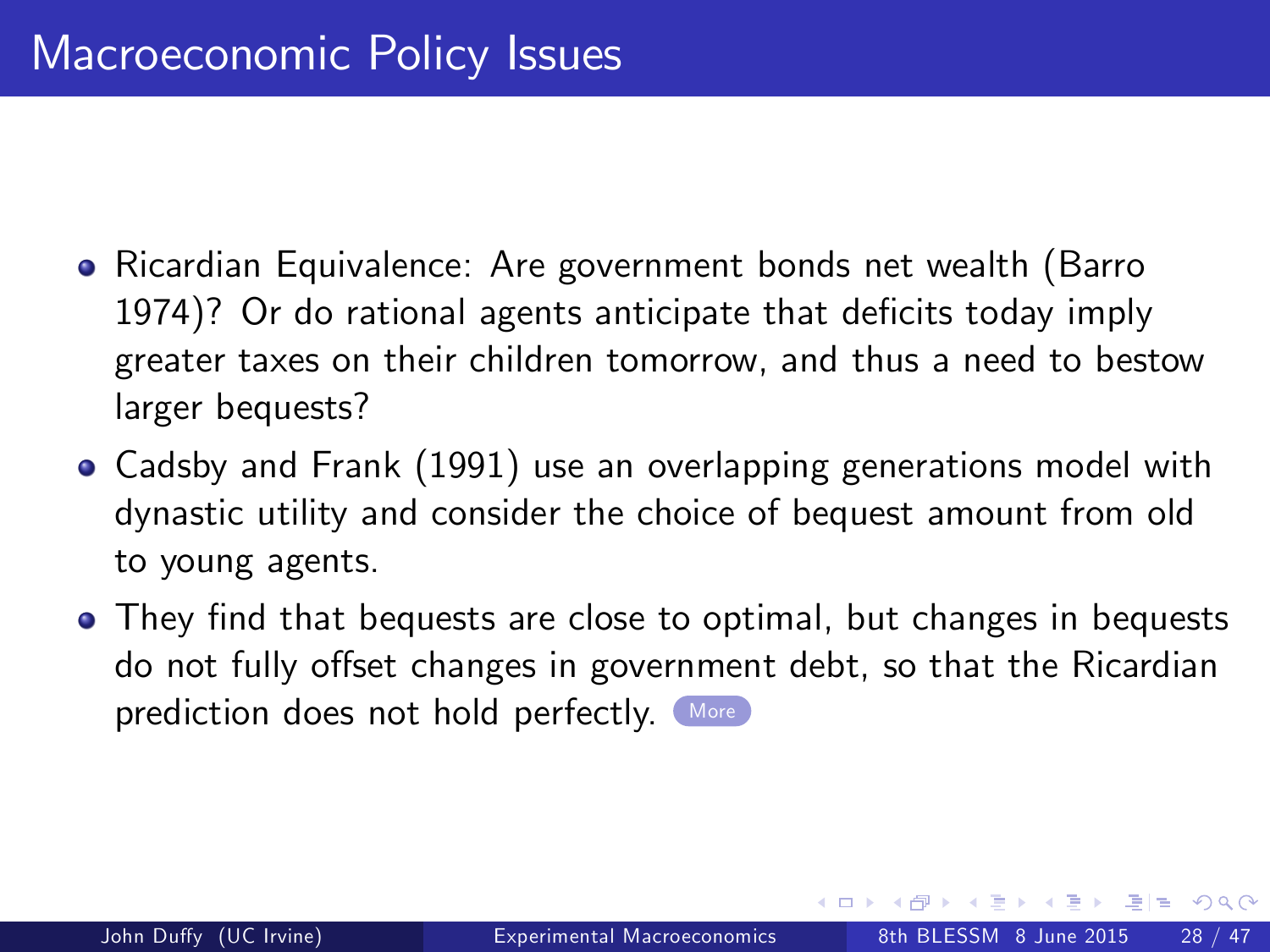# Macroeconomic Policy Issues

- Ricardian Equivalence: Are government bonds net wealth (Barro 1974)? Or do rational agents anticipate that deficits today imply greater taxes on their children tomorrow, and thus a need to bestow larger bequests?
- Cadsby and Frank (1991) use an overlapping generations model with dynastic utility and consider the choice of bequest amount from old to young agents.
- They find that bequests are close to optimal, but changes in bequests do not fully offset changes in government debt, so that the Ricardian prediction does not hold perfectly. More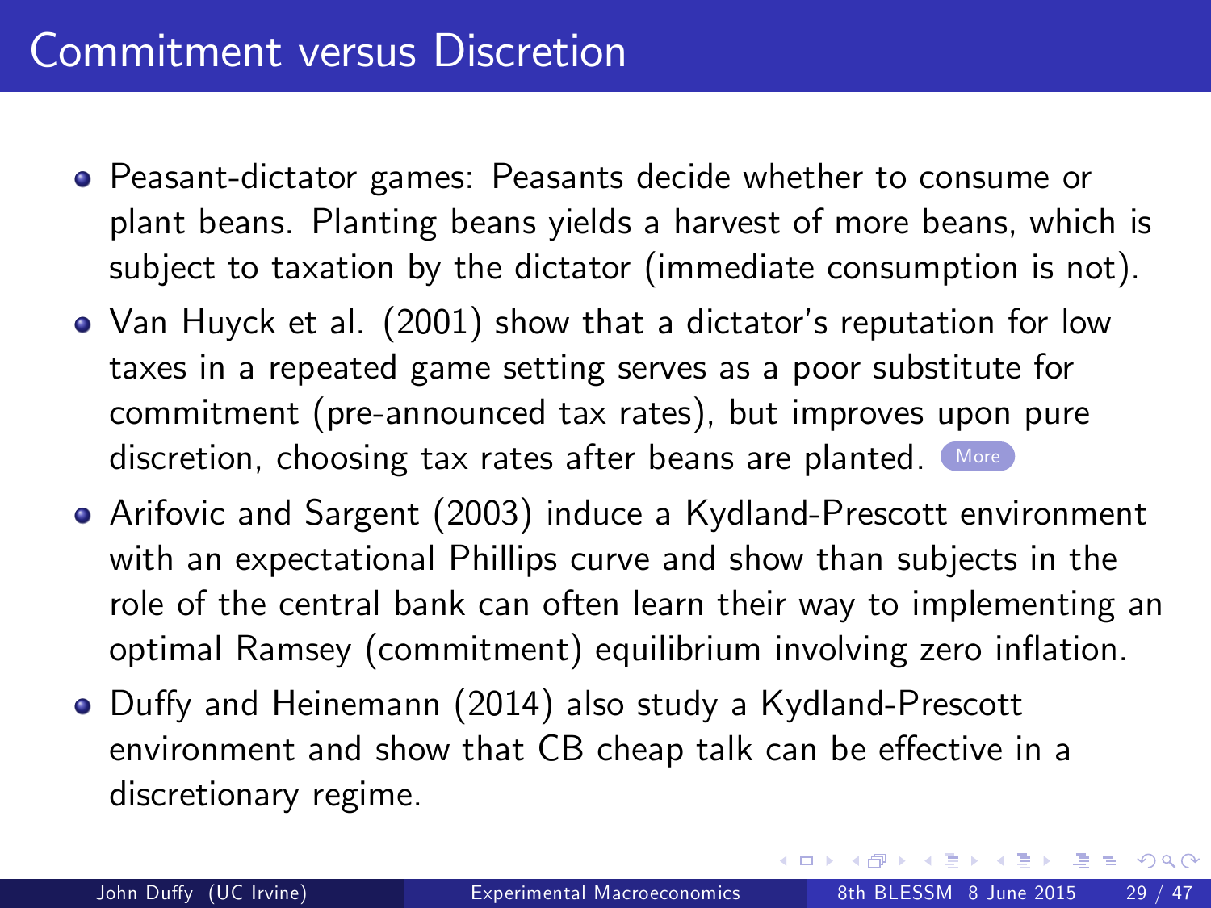# Commitment versus Discretion

- Peasant-dictator games: Peasants decide whether to consume or plant beans. Planting beans yields a harvest of more beans, which is subject to taxation by the dictator (immediate consumption is not).
- Van Huyck et al. (2001) show that a dictator's reputation for low taxes in a repeated game setting serves as a poor substitute for commitment (pre-announced tax rates), but improves upon pure discretion, choosing tax rates after beans are planted. More
- Arifovic and Sargent (2003) induce a Kydland-Prescott environment with an expectational Phillips curve and show than subjects in the role of the central bank can often learn their way to implementing an optimal Ramsey (commitment) equilibrium involving zero inflation.
- Duffy and Heinemann (2014) also study a Kydland-Prescott environment and show that CB cheap talk can be effective in a discretionary regime.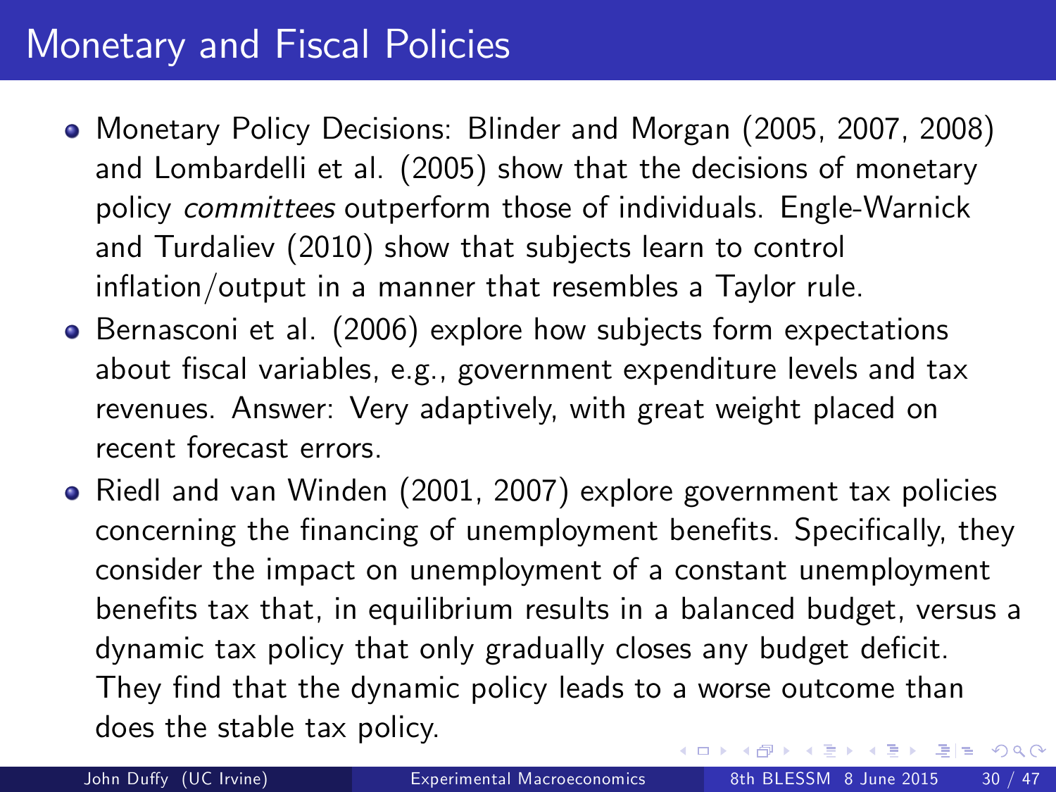# Monetary and Fiscal Policies

- Monetary Policy Decisions: Blinder and Morgan (2005, 2007, 2008) and Lombardelli et al. (2005) show that the decisions of monetary policy *committees* outperform those of individuals. Engle-Warnick and Turdaliev (2010) show that subjects learn to control inflation/output in a manner that resembles a Taylor rule.
- Bernasconi et al. (2006) explore how subjects form expectations about fiscal variables, e.g., government expenditure levels and tax revenues. Answer: Very adaptively, with great weight placed on recent forecast errors.
- Riedl and van Winden (2001, 2007) explore government tax policies concerning the financing of unemployment benefits. Specifically, they consider the impact on unemployment of a constant unemployment benefits tax that, in equilibrium results in a balanced budget, versus a dynamic tax policy that only gradually closes any budget deficit. They find that the dynamic policy leads to a worse outcome than does the stable tax policy.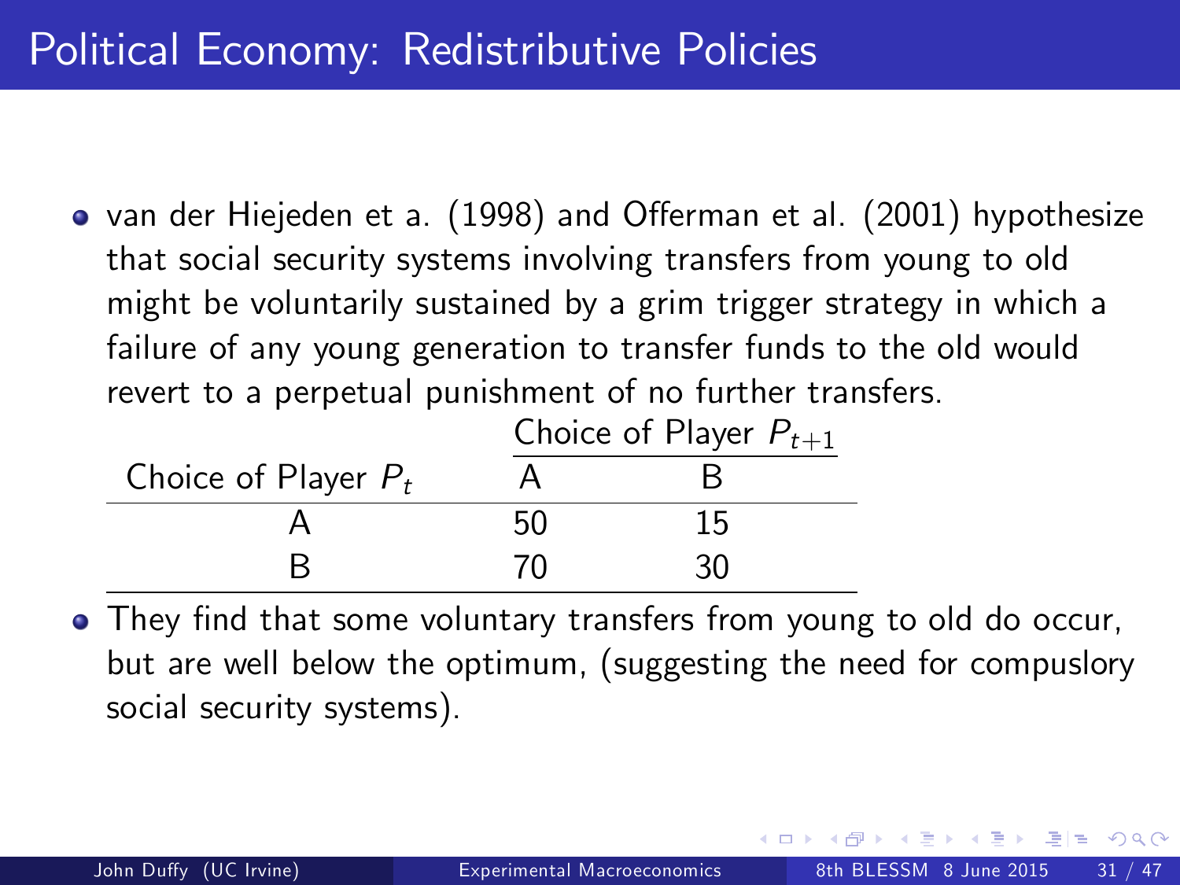# Political Economy: Redistributive Policies

- van der Hiejeden et a. (1998) and Offerman et al. (2001) hypothesize that social security systems involving transfers from young to old might be voluntarily sustained by a grim trigger strategy in which a failure of any young generation to transfer funds to the old would revert to a perpetual punishment of no further transfers.

| | Choice of Player $P_{t+1}$ | |
|---|---|---|
| Choice of Player $P_t$ | A | B |
| A | 50 | 15 |
| B | 70 | 30 |

- They find that some voluntary transfers from young to old do occur, but are well below the optimum, (suggesting the need for compuslory social security systems).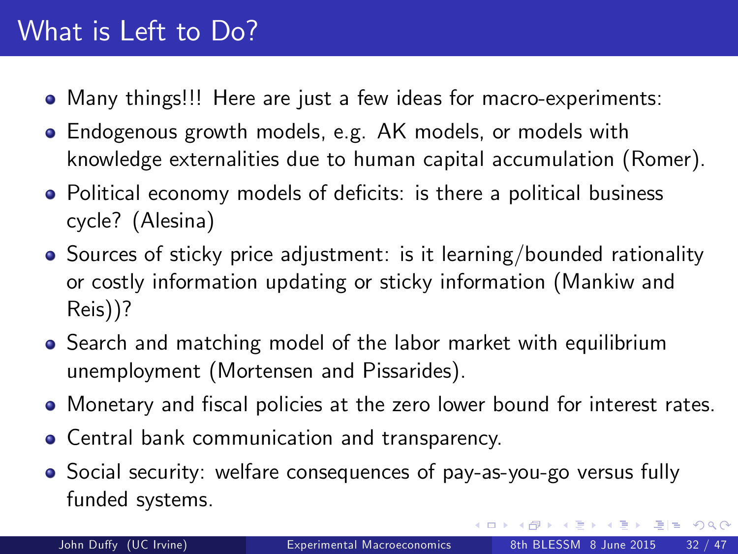# What is Left to Do?

- Many things!!! Here are just a few ideas for macro-experiments:
- Endogenous growth models, e.g. AK models, or models with knowledge externalities due to human capital accumulation (Romer).
- Political economy models of deficits: is there a political business cycle? (Alesina)
- Sources of sticky price adjustment: is it learning/bounded rationality or costly information updating or sticky information (Mankiw and Reis))?
- Search and matching model of the labor market with equilibrium unemployment (Mortensen and Pissarides).
- Monetary and fiscal policies at the zero lower bound for interest rates.
- Central bank communication and transparency.
- Social security: welfare consequences of pay-as-you-go versus fully funded systems.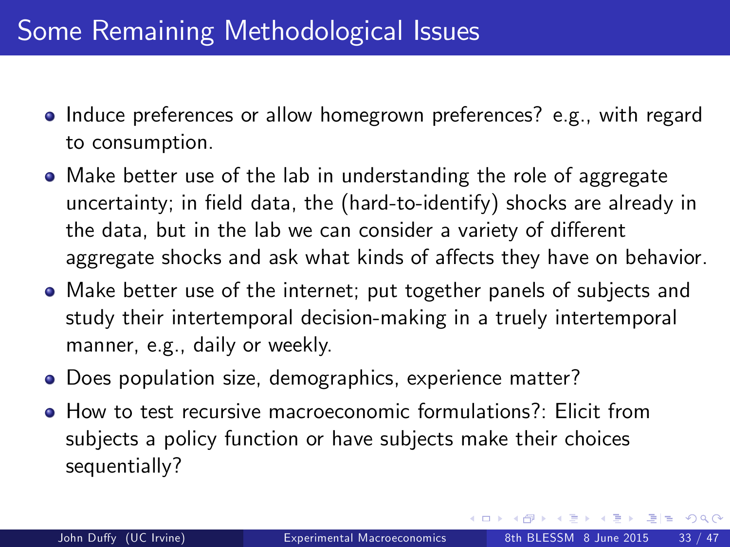# Some Remaining Methodological Issues

- Induce preferences or allow homegrown preferences? e.g., with regard to consumption.
- Make better use of the lab in understanding the role of aggregate uncertainty; in field data, the (hard-to-identify) shocks are already in the data, but in the lab we can consider a variety of different aggregate shocks and ask what kinds of affects they have on behavior.
- Make better use of the internet; put together panels of subjects and study their intertemporal decision-making in a truely intertemporal manner, e.g., daily or weekly.
- Does population size, demographics, experience matter?
- How to test recursive macroeconomic formulations?: Elicit from subjects a policy function or have subjects make their choices sequentially?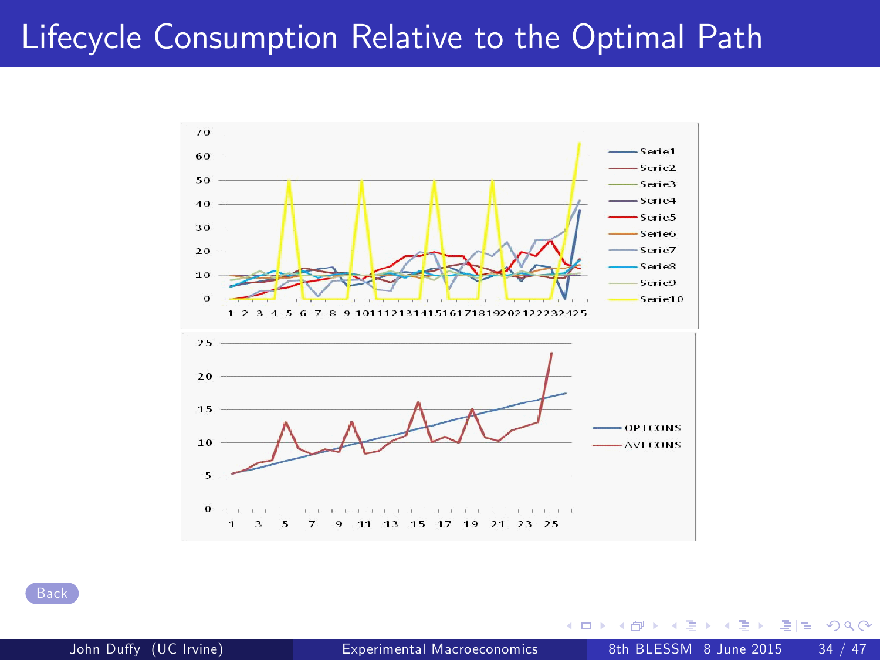# Lifecycle Consumption Relative to the Optimal Path

Back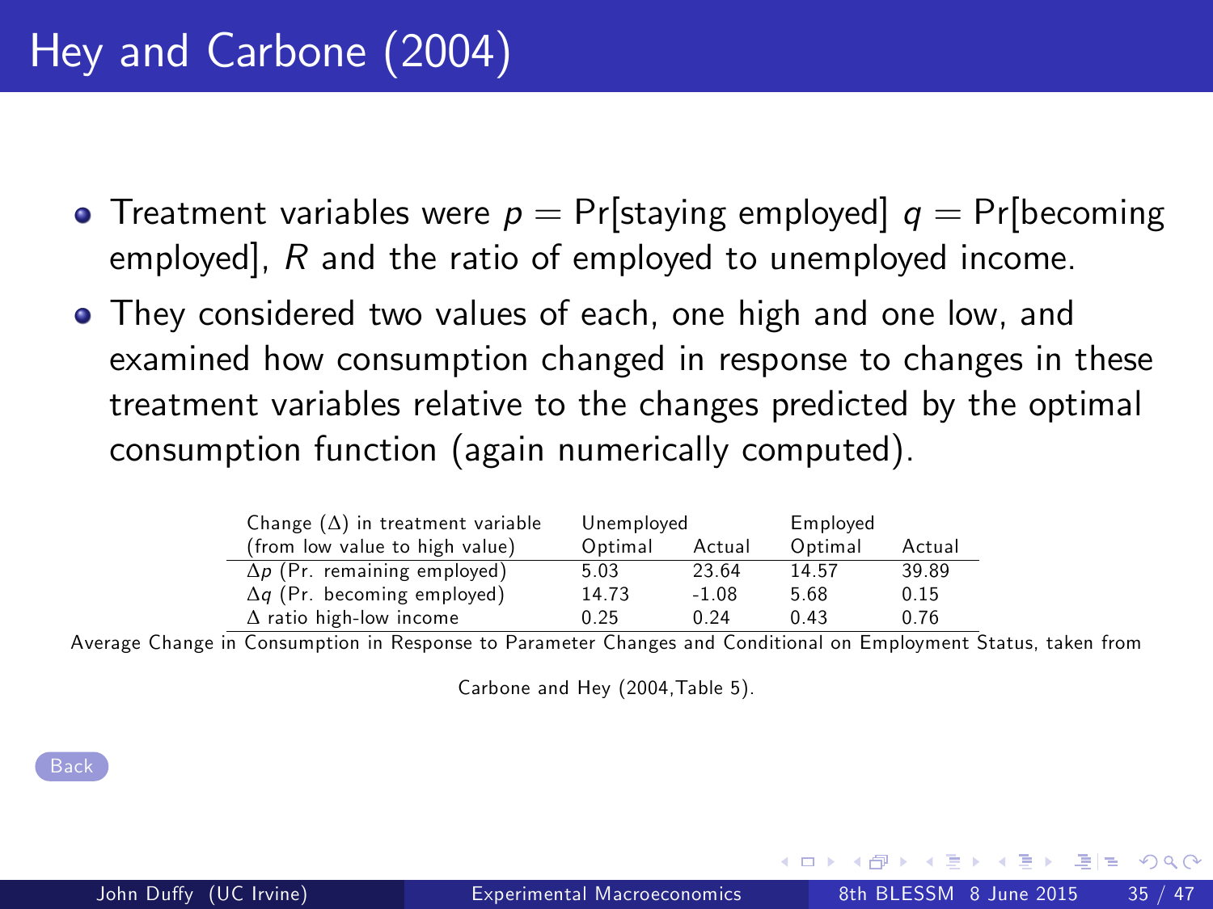# Hey and Carbone (2004)

- Treatment variables were $p = \Pr[\text{staying employed}]$ $q = \Pr[\text{becoming employed}]$, $R$ and the ratio of employed to unemployed income.
- They considered two values of each, one high and one low, and examined how consumption changed in response to changes in these treatment variables relative to the changes predicted by the optimal consumption function (again numerically computed).

| Change ($\Delta$) in treatment variable | Unemployed | | Employed | |
|---|---|---|---|---|
| (from low value to high value) | Optimal | Actual | Optimal | Actual |
| $\Delta p$ (Pr. remaining employed) | 5.03 | 23.64 | 14.57 | 39.89 |
| $\Delta q$ (Pr. becoming employed) | 14.73 | -1.08 | 5.68 | 0.15 |
| $\Delta$ ratio high-low income | 0.25 | 0.24 | 0.43 | 0.76 |

Average Change in Consumption in Response to Parameter Changes and Conditional on Employment Status, taken from Carbone and Hey (2004,Table 5).

Back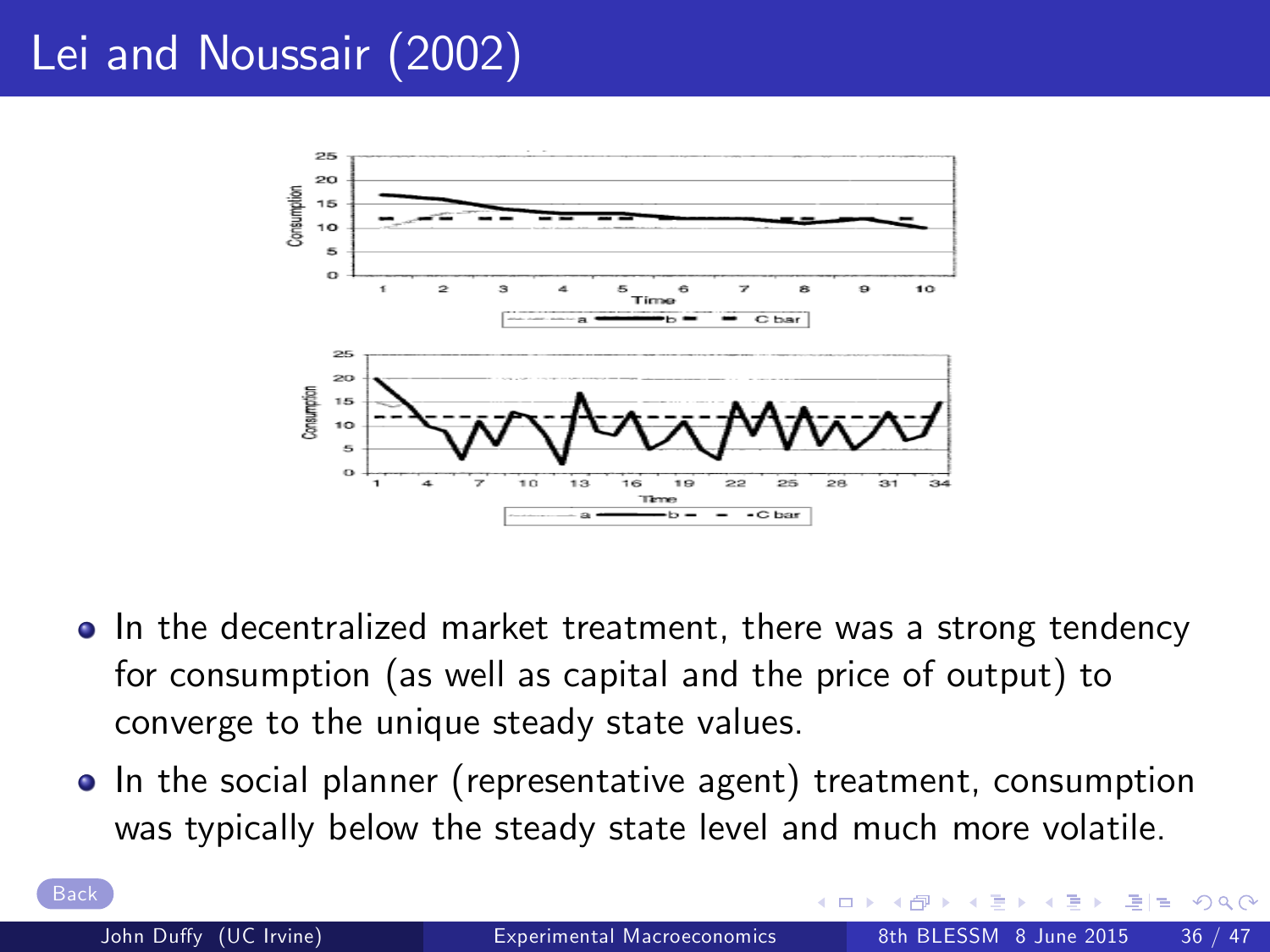# Lei and Noussair (2002)

- In the decentralized market treatment, there was a strong tendency for consumption (as well as capital and the price of output) to converge to the unique steady state values.
- In the social planner (representative agent) treatment, consumption was typically below the steady state level and much more volatile.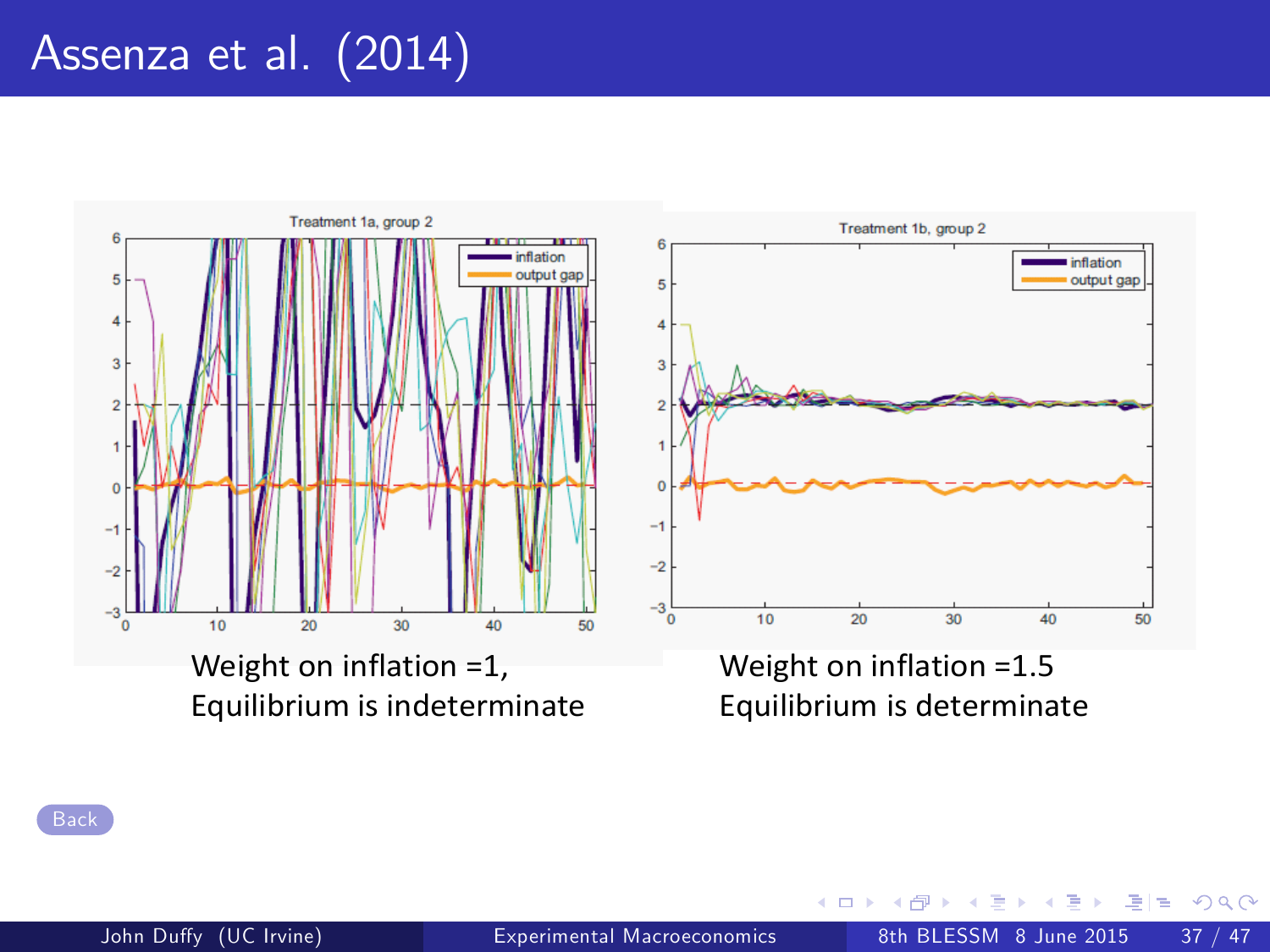# Assenza et al. (2014)

Weight on inflation =1,
Equilibrium is indeterminate

Weight on inflation =1.5
Equilibrium is determinate

Back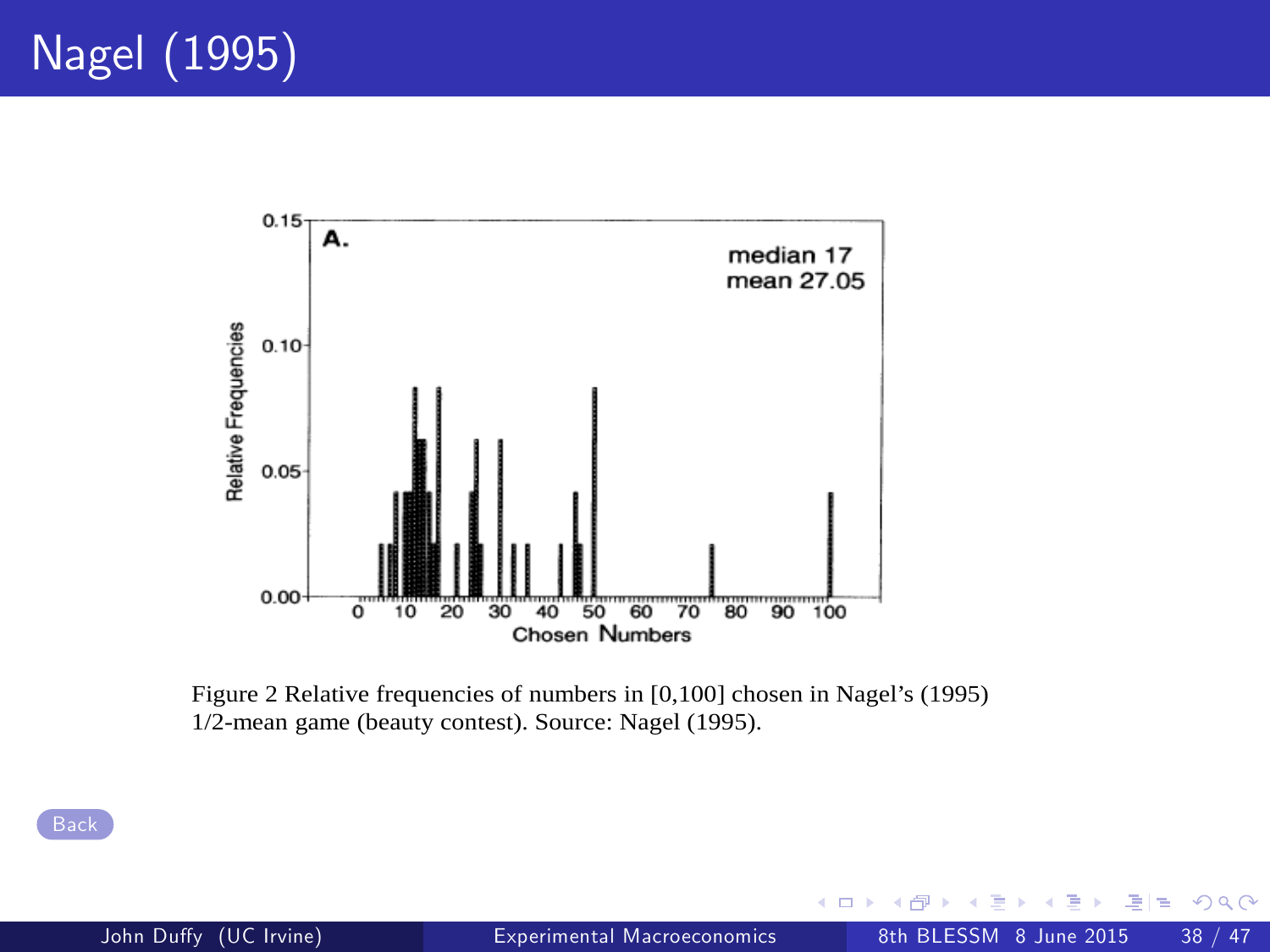# Nagel (1995)

Figure 2 Relative frequencies of numbers in [0,100] chosen in Nagel's (1995) 1/2-mean game (beauty contest). Source: Nagel (1995).

Back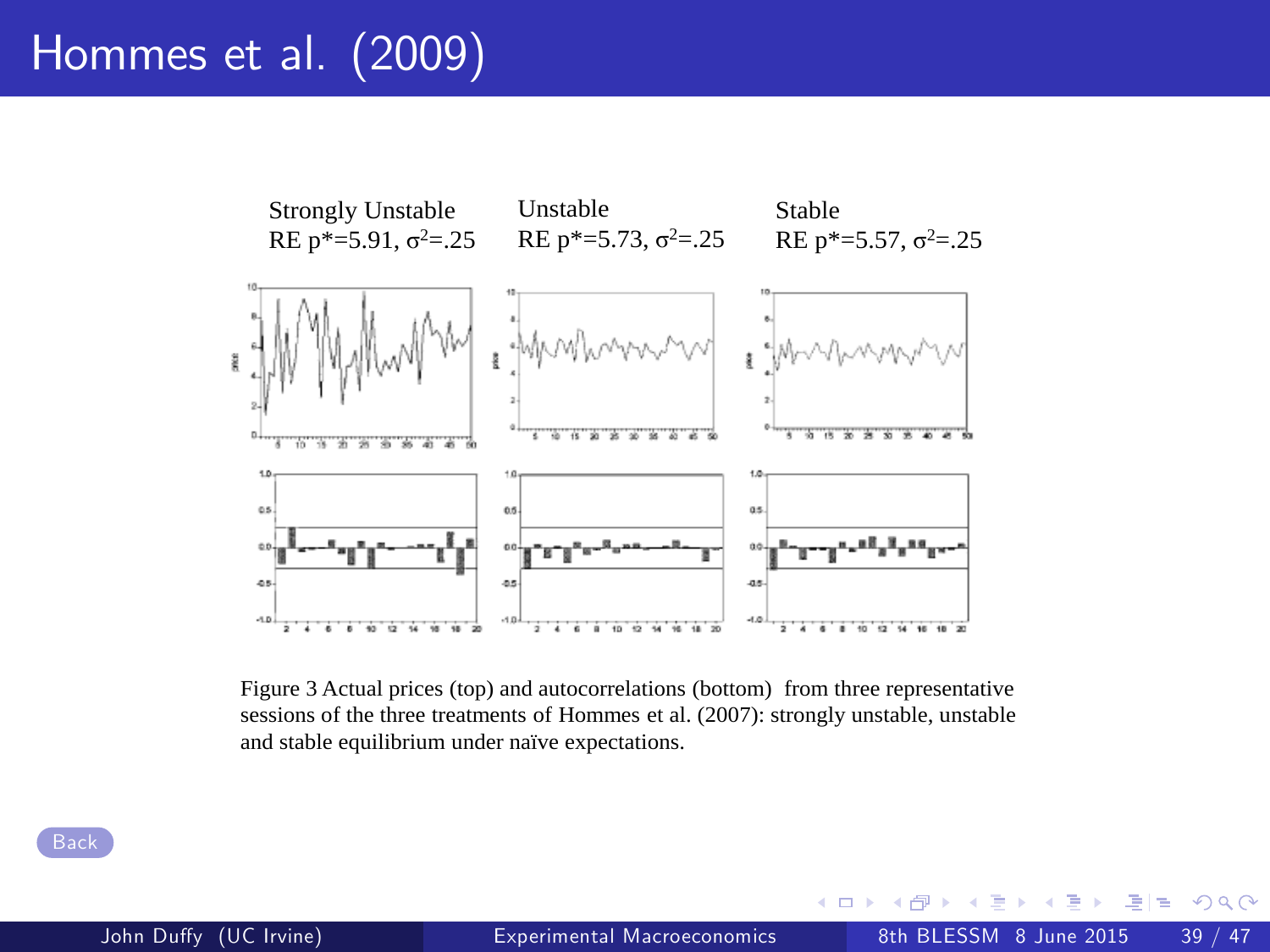# Hommes et al. (2009)

Strongly Unstable
RE $p^*=5.91$, $\sigma^2=.25$

Unstable
RE $p^*=5.73$, $\sigma^2=.25$

Stable
RE $p^*=5.57$, $\sigma^2=.25$

Figure 3 Actual prices (top) and autocorrelations (bottom) from three representative sessions of the three treatments of Hommes et al. (2007): strongly unstable, unstable and stable equilibrium under naïve expectations.

Back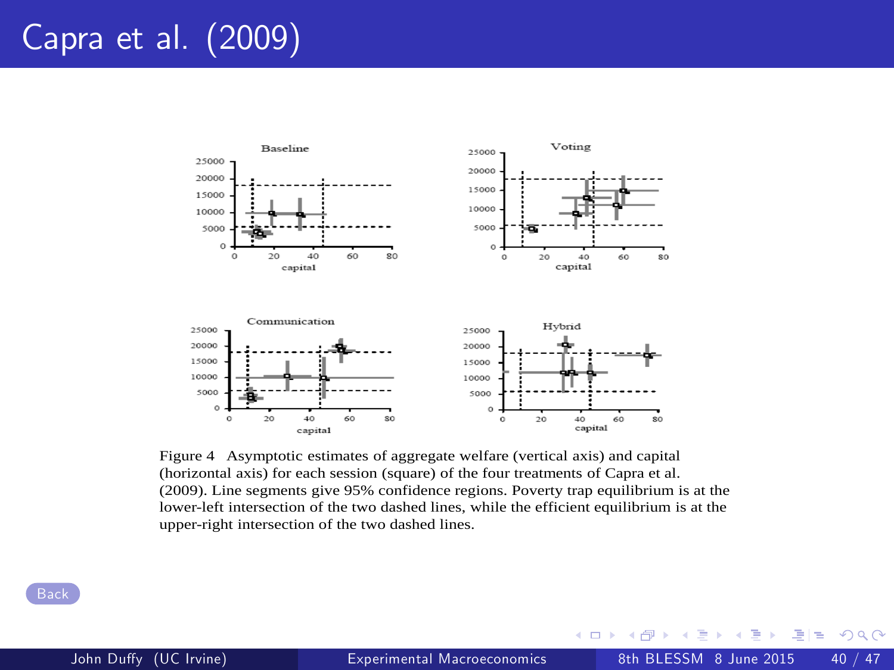# Capra et al. (2009)

Figure 4 Asymptotic estimates of aggregate welfare (vertical axis) and capital (horizontal axis) for each session (square) of the four treatments of Capra et al. (2009). Line segments give 95% confidence regions. Poverty trap equilibrium is at the lower-left intersection of the two dashed lines, while the efficient equilibrium is at the upper-right intersection of the two dashed lines.

Back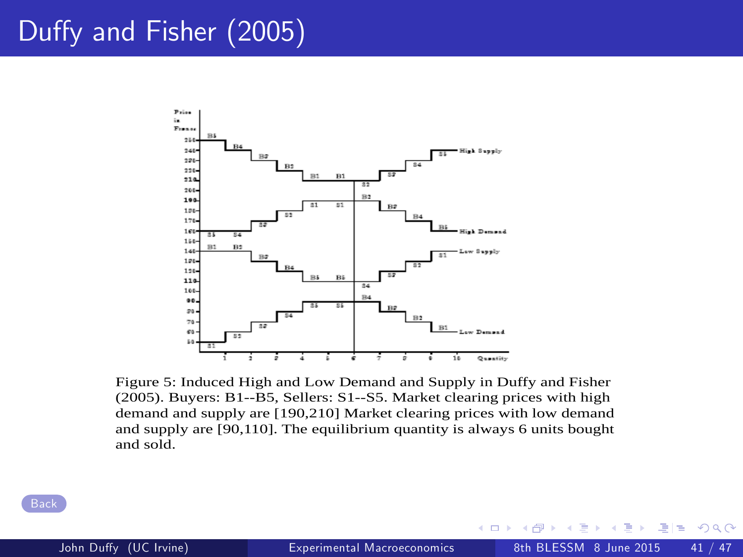# Duffy and Fisher (2005)

Figure 5: Induced High and Low Demand and Supply in Duffy and Fisher (2005). Buyers: B1--B5, Sellers: S1--S5. Market clearing prices with high demand and supply are [190,210] Market clearing prices with low demand and supply are [90,110]. The equilibrium quantity is always 6 units bought and sold.

Back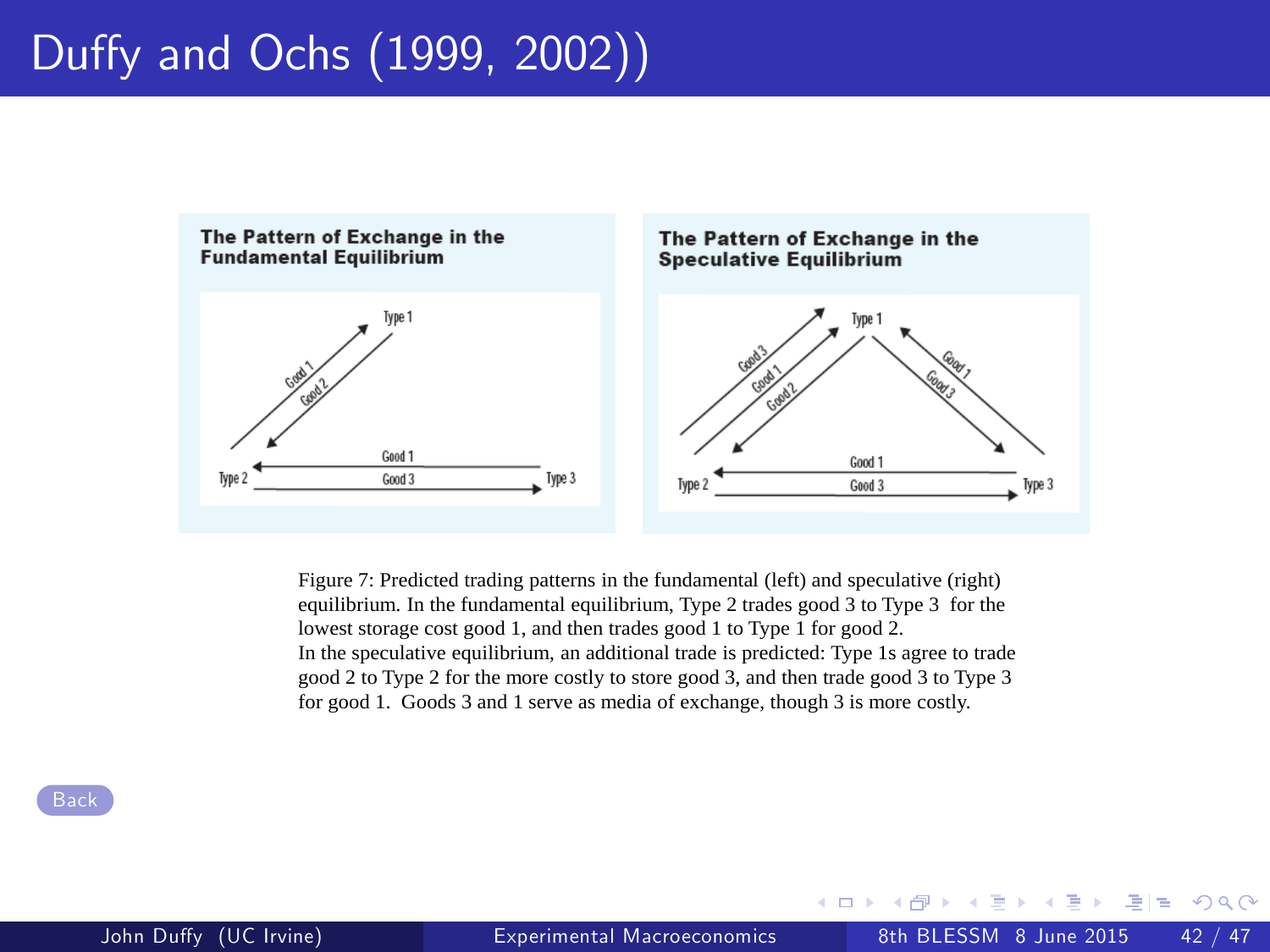# Duffy and Ochs (1999, 2002))

**The Pattern of Exchange in the Fundamental Equilibrium**

**The Pattern of Exchange in the Speculative Equilibrium**

Figure 7: Predicted trading patterns in the fundamental (left) and speculative (right) equilibrium. In the fundamental equilibrium, Type 2 trades good 3 to Type 3 for the lowest storage cost good 1, and then trades good 1 to Type 1 for good 2.
In the speculative equilibrium, an additional trade is predicted: Type 1s agree to trade good 2 to Type 2 for the more costly to store good 3, and then trade good 3 to Type 3 for good 1. Goods 3 and 1 serve as media of exchange, though 3 is more costly.

Back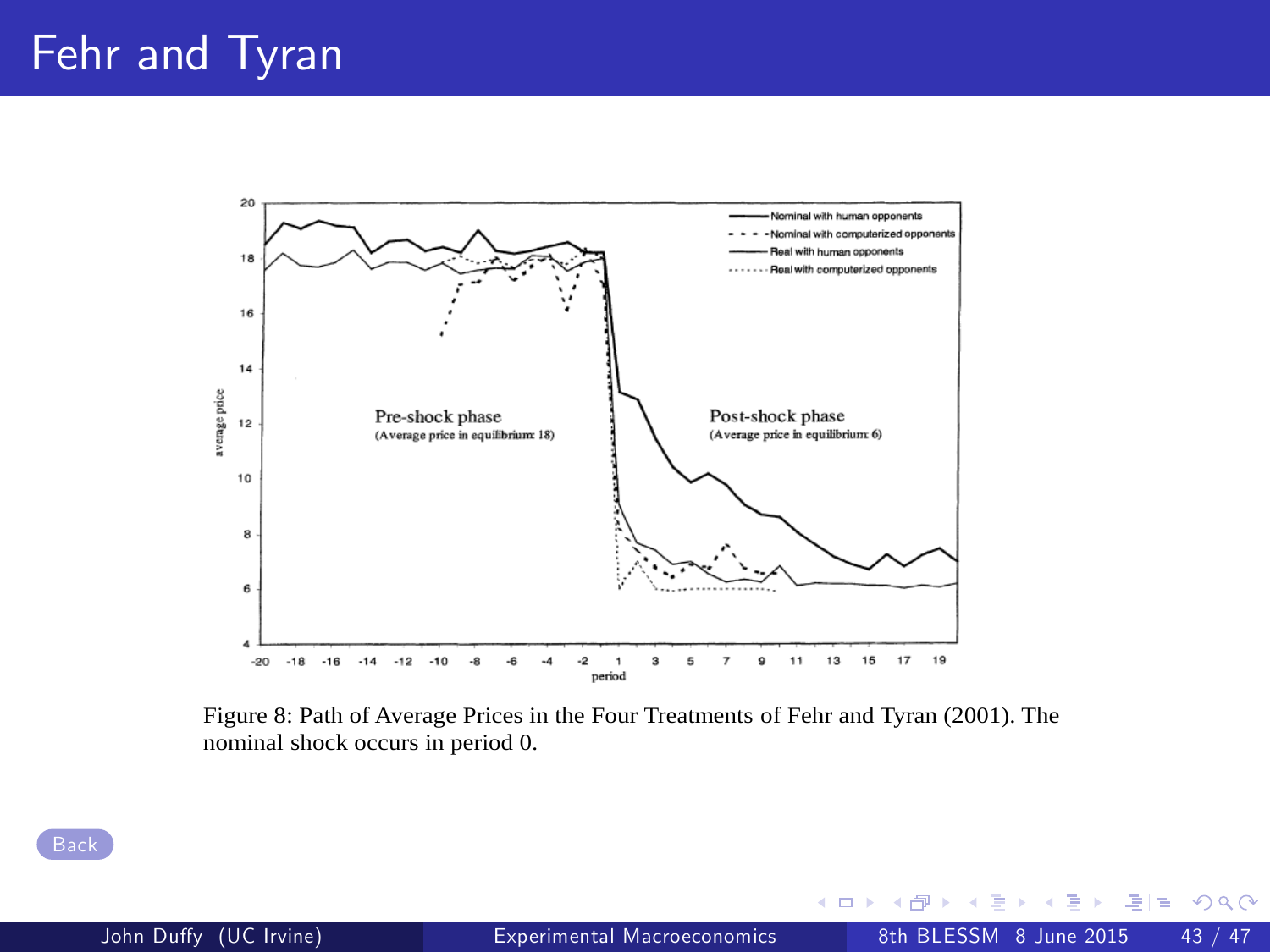# Fehr and Tyran

Figure 8: Path of Average Prices in the Four Treatments of Fehr and Tyran (2001). The nominal shock occurs in period 0.

Back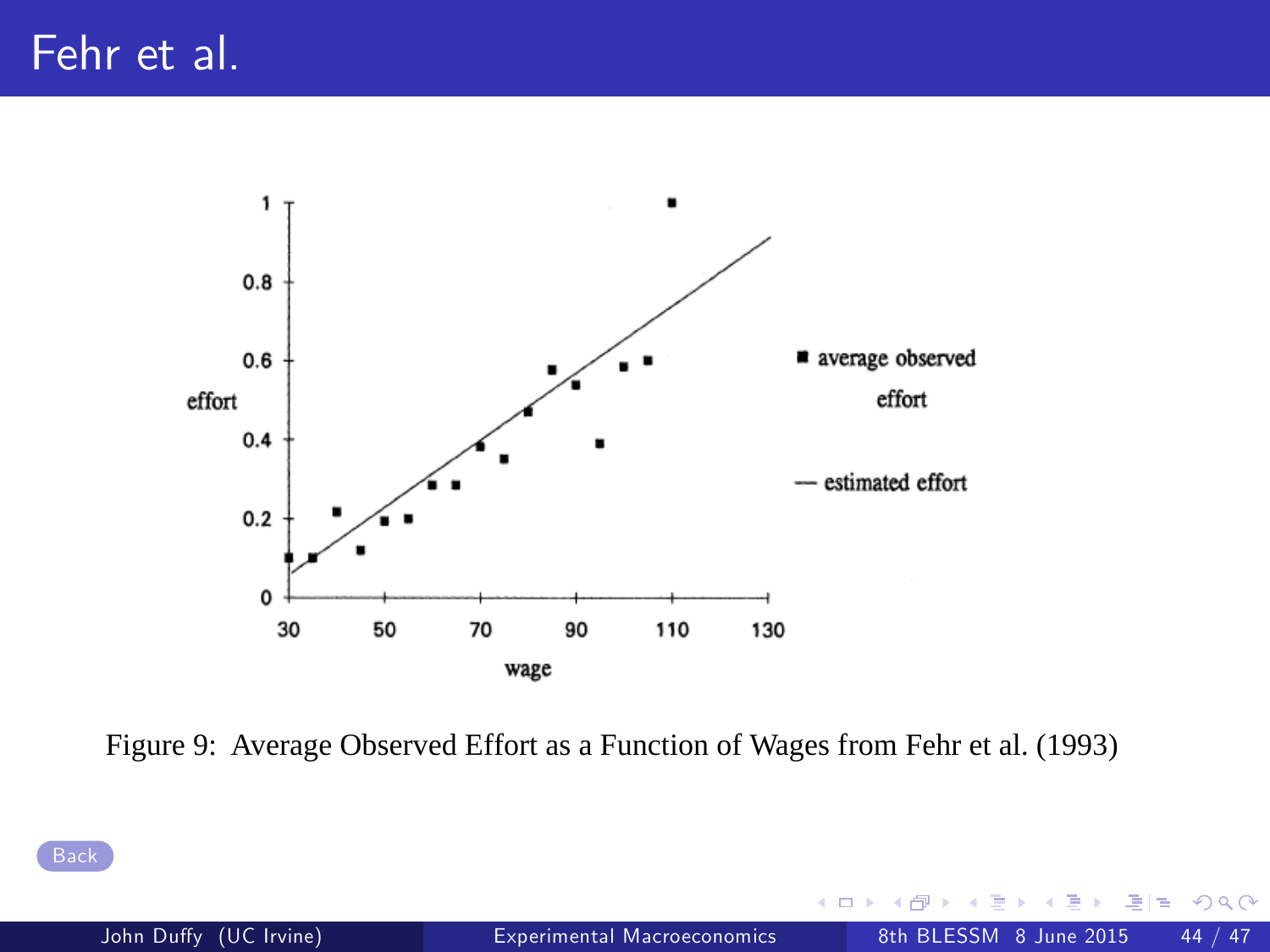# Fehr et al.

Figure 9: Average Observed Effort as a Function of Wages from Fehr et al. (1993)

Back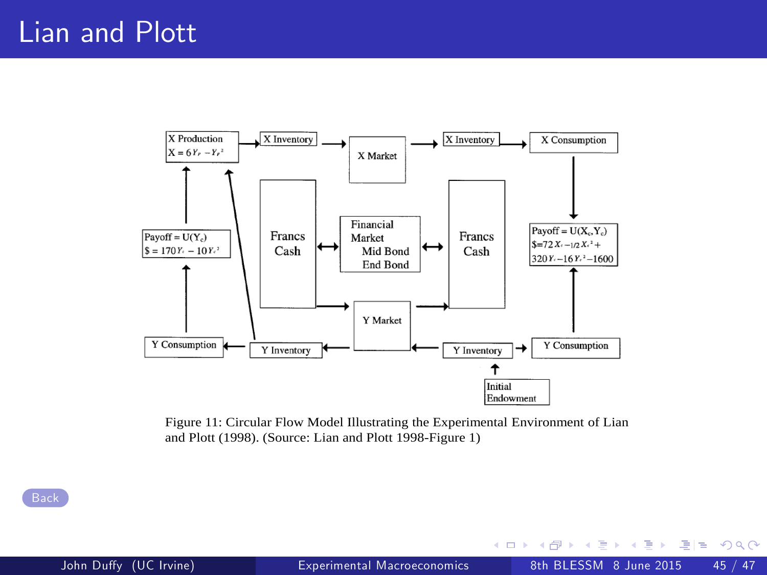# Lian and Plott

X Production
$X = 6Y_P - Y_P^2$

X Inventory

X Market

X Inventory

X Consumption

Payoff = U($Y_c$)
$\$ = 170Y_c - 10Y_c^2$

Francs Cash

Financial Market
Mid Bond
End Bond

Francs Cash

Payoff = U($X_c$,$Y_c$)
$\$ = 72X_c - 1/2X_c^2 + 320Y_c - 16Y_c^2 - 1600$

Y Market

Y Consumption

Y Inventory

Y Inventory

Y Consumption

Initial Endowment

Figure 11: Circular Flow Model Illustrating the Experimental Environment of Lian and Plott (1998). (Source: Lian and Plott 1998-Figure 1)

Back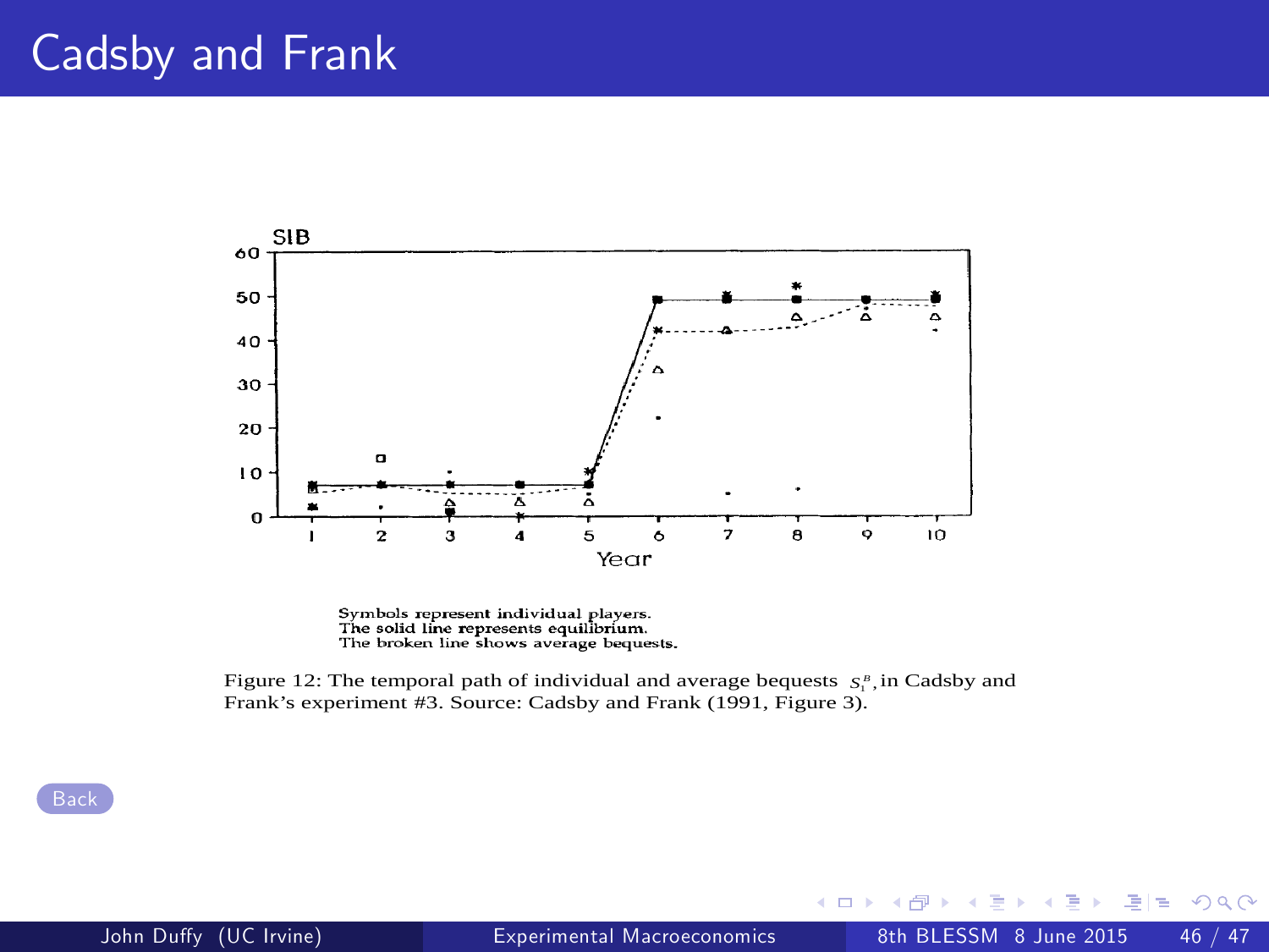# Cadsby and Frank

Symbols represent individual players.
The solid line represents equilibrium.
The broken line shows average bequests.

Figure 12: The temporal path of individual and average bequests $s_1^B$, in Cadsby and Frank's experiment #3. Source: Cadsby and Frank (1991, Figure 3).

Back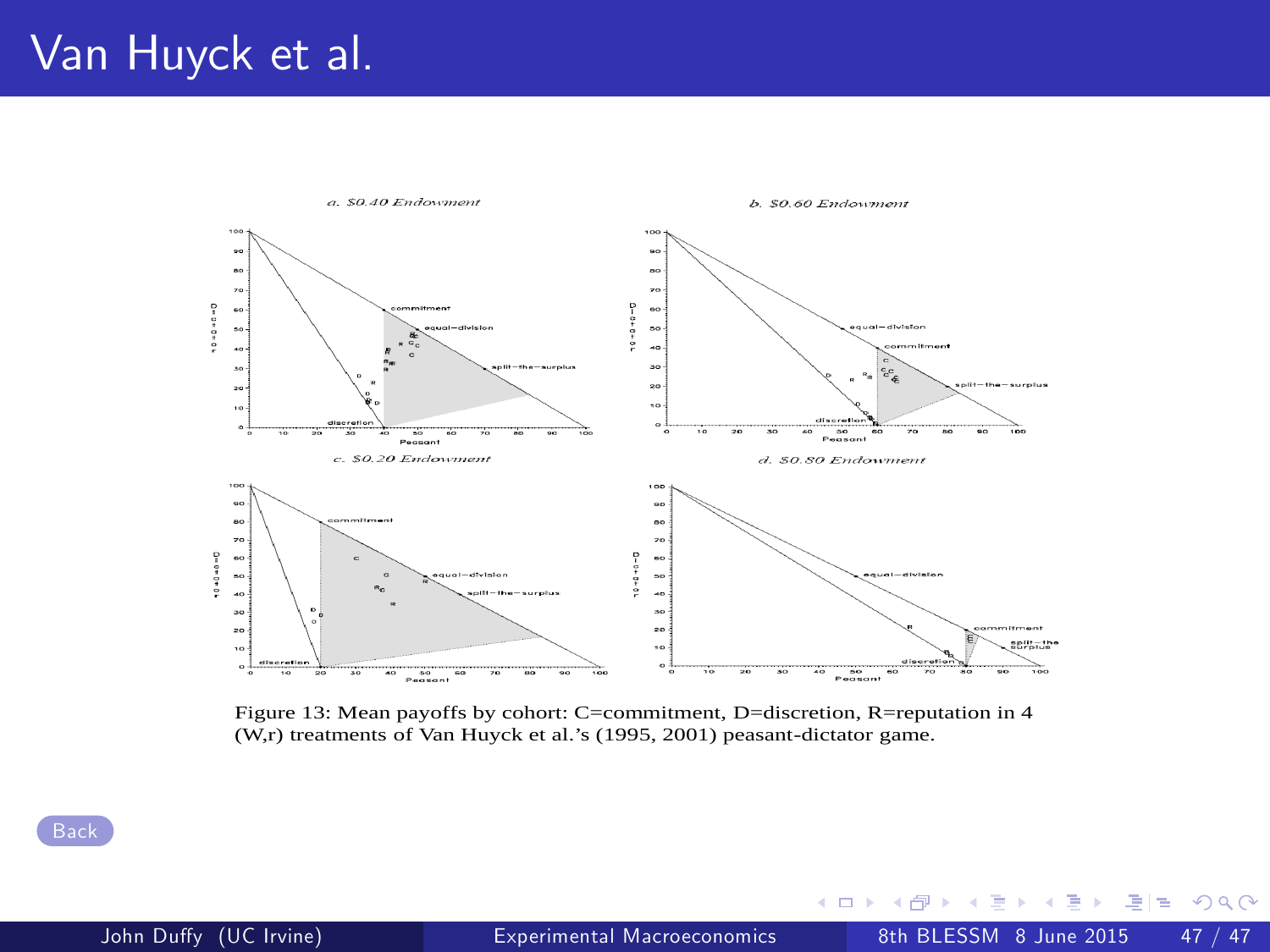# Van Huyck et al.

a. $0.40 Endowment

commitment

equal−division

split−the−surplus

discretion

Dictator

Peasant

b. $0.60 Endowment

equal−division

commitment

split−the−surplus

discretion

Dictator

Peasant

c. $0.20 Endowment

commitment

equal−division

split−the−surplus

discretion

Dictator

Peasant

d. $0.80 Endowment

equal−division

commitment

split−the surplus

discretion

Dictator

Peasant

Figure 13: Mean payoffs by cohort: C=commitment, D=discretion, R=reputation in 4 (W,r) treatments of Van Huyck et al.'s (1995, 2001) peasant-dictator game.

Back